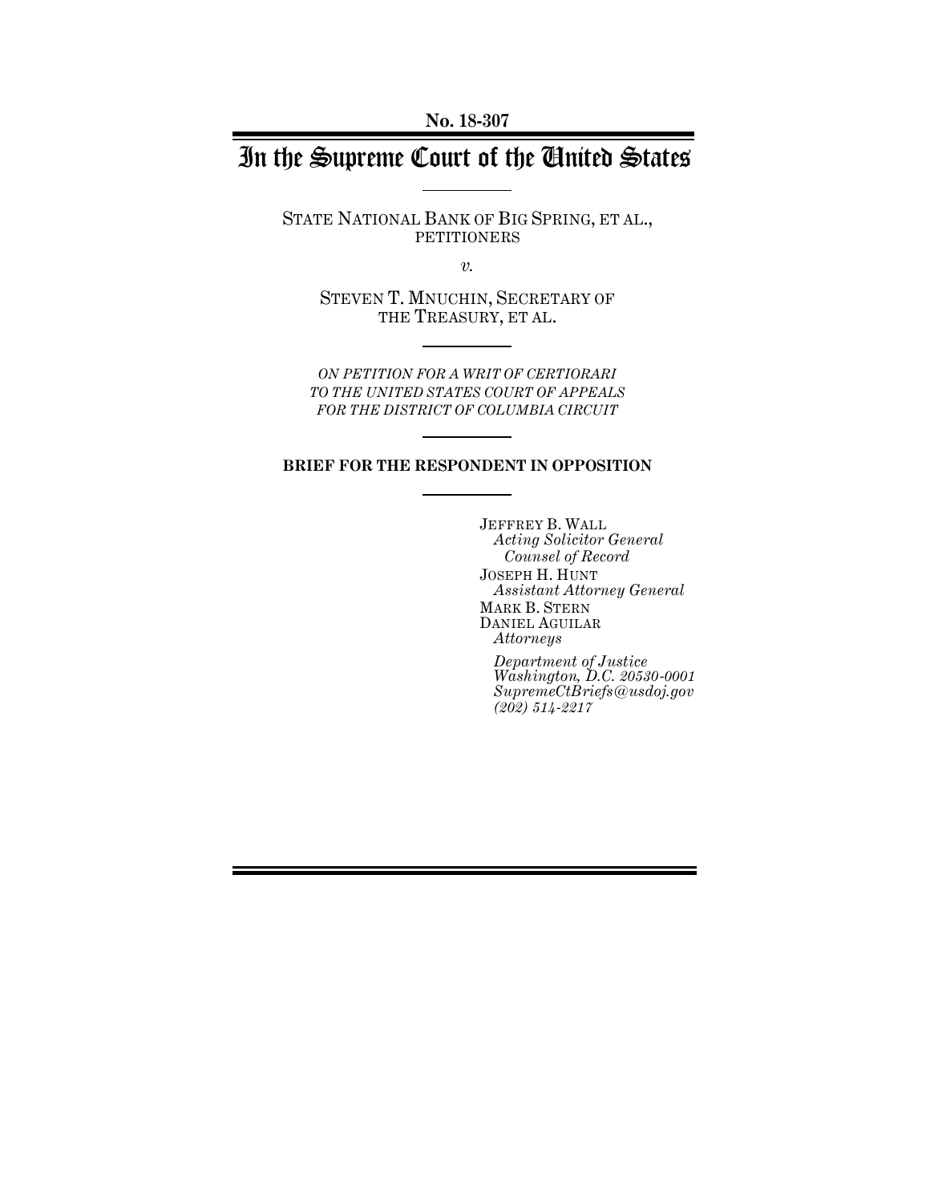**No. 18-307**

# In the Supreme Court of the United States

STATE NATIONAL BANK OF BIG SPRING, ET AL., PETITIONERS

*v.*

STEVEN T. MNUCHIN, SECRETARY OF THE TREASURY, ET AL.

*ON PETITION FOR A WRIT OF CERTIORARI TO THE UNITED STATES COURT OF APPEALS FOR THE DISTRICT OF COLUMBIA CIRCUIT*

**BRIEF FOR THE RESPONDENT IN OPPOSITION**

JEFFREY B. WALL
*Acting Solicitor General*
*Counsel of Record*
JOSEPH H. HUNT
*Assistant Attorney General*
MARK B. STERN
DANIEL AGUILAR
*Attorneys*

*Department of Justice*
*Washington, D.C. 20530-0001*
*SupremeCtBriefs@usdoj.gov*
*(202) 514-2217*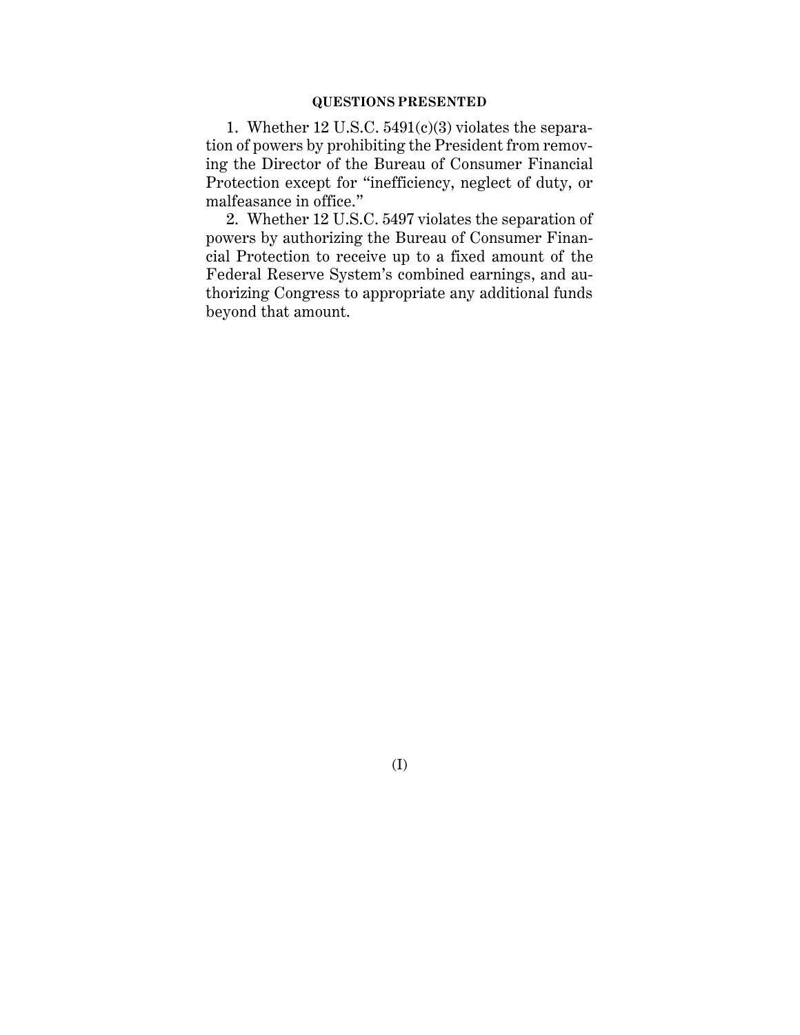## QUESTIONS PRESENTED

1. Whether 12 U.S.C. 5491(c)(3) violates the separation of powers by prohibiting the President from removing the Director of the Bureau of Consumer Financial Protection except for "inefficiency, neglect of duty, or malfeasance in office."

2. Whether 12 U.S.C. 5497 violates the separation of powers by authorizing the Bureau of Consumer Financial Protection to receive up to a fixed amount of the Federal Reserve System's combined earnings, and authorizing Congress to appropriate any additional funds beyond that amount.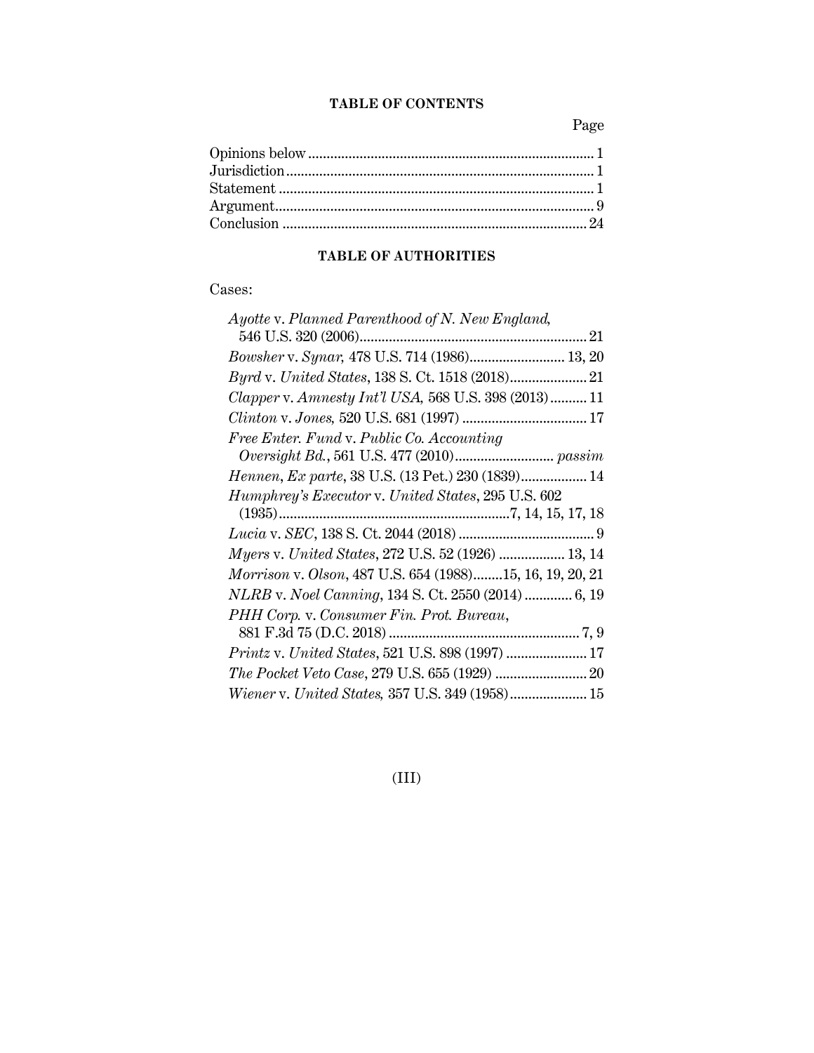## TABLE OF CONTENTS

| | Page |
|---|---|
| Opinions below | 1 |
| Jurisdiction | 1 |
| Statement | 1 |
| Argument | 9 |
| Conclusion | 24 |

## TABLE OF AUTHORITIES

Cases:

| | |
|---|---|
| *Ayotte* v. *Planned Parenthood of N. New England*, 546 U.S. 320 (2006) | 21 |
| *Bowsher* v. *Synar*, 478 U.S. 714 (1986) | 13, 20 |
| *Byrd* v. *United States*, 138 S. Ct. 1518 (2018) | 21 |
| *Clapper* v. *Amnesty Int'l USA*, 568 U.S. 398 (2013) | 11 |
| *Clinton* v. *Jones*, 520 U.S. 681 (1997) | 17 |
| *Free Enter. Fund* v. *Public Co. Accounting Oversight Bd.*, 561 U.S. 477 (2010) | *passim* |
| *Hennen*, *Ex parte*, 38 U.S. (13 Pet.) 230 (1839) | 14 |
| *Humphrey's Executor* v. *United States*, 295 U.S. 602 (1935) | 7, 14, 15, 17, 18 |
| *Lucia* v. *SEC*, 138 S. Ct. 2044 (2018) | 9 |
| *Myers* v. *United States*, 272 U.S. 52 (1926) | 13, 14 |
| *Morrison* v. *Olson*, 487 U.S. 654 (1988) | 15, 16, 19, 20, 21 |
| *NLRB* v. *Noel Canning*, 134 S. Ct. 2550 (2014) | 6, 19 |
| *PHH Corp.* v. *Consumer Fin. Prot. Bureau*, 881 F.3d 75 (D.C. 2018) | 7, 9 |
| *Printz* v. *United States*, 521 U.S. 898 (1997) | 17 |
| *The Pocket Veto Case*, 279 U.S. 655 (1929) | 20 |
| *Wiener* v. *United States*, 357 U.S. 349 (1958) | 15 |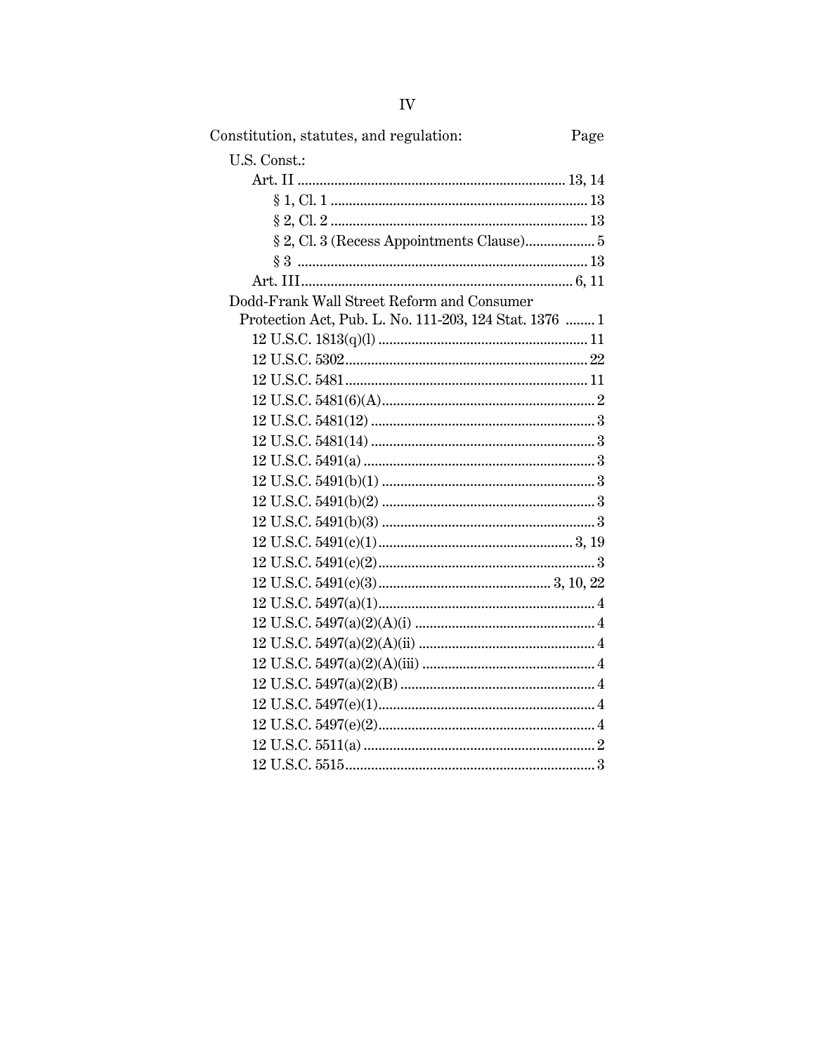| Constitution, statutes, and regulation: | Page |
|---|---|
| U.S. Const.: | |
| Art. II | 13, 14 |
| § 1, Cl. 1 | 13 |
| § 2, Cl. 2 | 13 |
| § 2, Cl. 3 (Recess Appointments Clause) | 5 |
| § 3 | 13 |
| Art. III | 6, 11 |
| Dodd-Frank Wall Street Reform and Consumer Protection Act, Pub. L. No. 111-203, 124 Stat. 1376 | 1 |
| 12 U.S.C. 1813(q)(l) | 11 |
| 12 U.S.C. 5302 | 22 |
| 12 U.S.C. 5481 | 11 |
| 12 U.S.C. 5481(6)(A) | 2 |
| 12 U.S.C. 5481(12) | 3 |
| 12 U.S.C. 5481(14) | 3 |
| 12 U.S.C. 5491(a) | 3 |
| 12 U.S.C. 5491(b)(1) | 3 |
| 12 U.S.C. 5491(b)(2) | 3 |
| 12 U.S.C. 5491(b)(3) | 3 |
| 12 U.S.C. 5491(c)(1) | 3, 19 |
| 12 U.S.C. 5491(c)(2) | 3 |
| 12 U.S.C. 5491(c)(3) | 3, 10, 22 |
| 12 U.S.C. 5497(a)(1) | 4 |
| 12 U.S.C. 5497(a)(2)(A)(i) | 4 |
| 12 U.S.C. 5497(a)(2)(A)(ii) | 4 |
| 12 U.S.C. 5497(a)(2)(A)(iii) | 4 |
| 12 U.S.C. 5497(a)(2)(B) | 4 |
| 12 U.S.C. 5497(e)(1) | 4 |
| 12 U.S.C. 5497(e)(2) | 4 |
| 12 U.S.C. 5511(a) | 2 |
| 12 U.S.C. 5515 | 3 |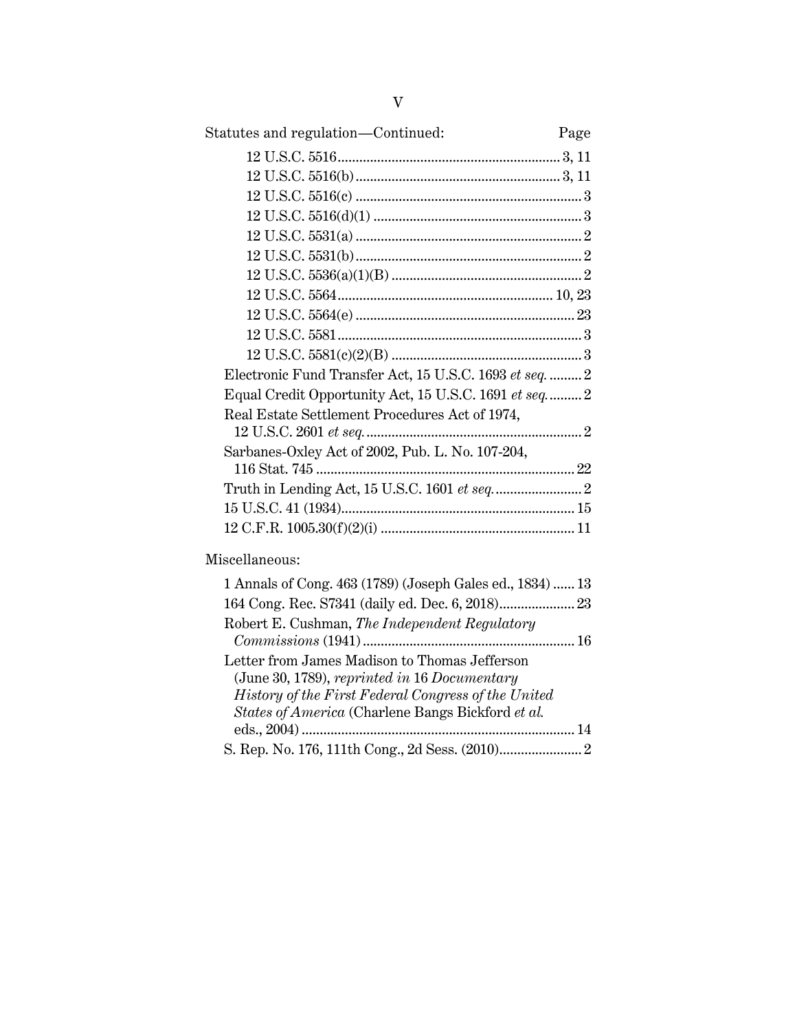Statutes and regulation—Continued: Page

- 12 U.S.C. 5516 .......... 3, 11
- 12 U.S.C. 5516(b) .......... 3, 11
- 12 U.S.C. 5516(c) .......... 3
- 12 U.S.C. 5516(d)(1) .......... 3
- 12 U.S.C. 5531(a) .......... 2
- 12 U.S.C. 5531(b) .......... 2
- 12 U.S.C. 5536(a)(1)(B) .......... 2
- 12 U.S.C. 5564 .......... 10, 23
- 12 U.S.C. 5564(e) .......... 23
- 12 U.S.C. 5581 .......... 3
- 12 U.S.C. 5581(c)(2)(B) .......... 3

Electronic Fund Transfer Act, 15 U.S.C. 1693 *et seq.* .......... 2

Equal Credit Opportunity Act, 15 U.S.C. 1691 *et seq.* .......... 2

Real Estate Settlement Procedures Act of 1974, 12 U.S.C. 2601 *et seq.* .......... 2

Sarbanes-Oxley Act of 2002, Pub. L. No. 107-204, 116 Stat. 745 .......... 22

Truth in Lending Act, 15 U.S.C. 1601 *et seq.* .......... 2

15 U.S.C. 41 (1934) .......... 15

12 C.F.R. 1005.30(f)(2)(i) .......... 11

Miscellaneous:

1 Annals of Cong. 463 (1789) (Joseph Gales ed., 1834) .......... 13

164 Cong. Rec. S7341 (daily ed. Dec. 6, 2018) .......... 23

Robert E. Cushman, *The Independent Regulatory Commissions* (1941) .......... 16

Letter from James Madison to Thomas Jefferson (June 30, 1789), *reprinted in* 16 *Documentary History of the First Federal Congress of the United States of America* (Charlene Bangs Bickford *et al.* eds., 2004) .......... 14

S. Rep. No. 176, 111th Cong., 2d Sess. (2010) .......... 2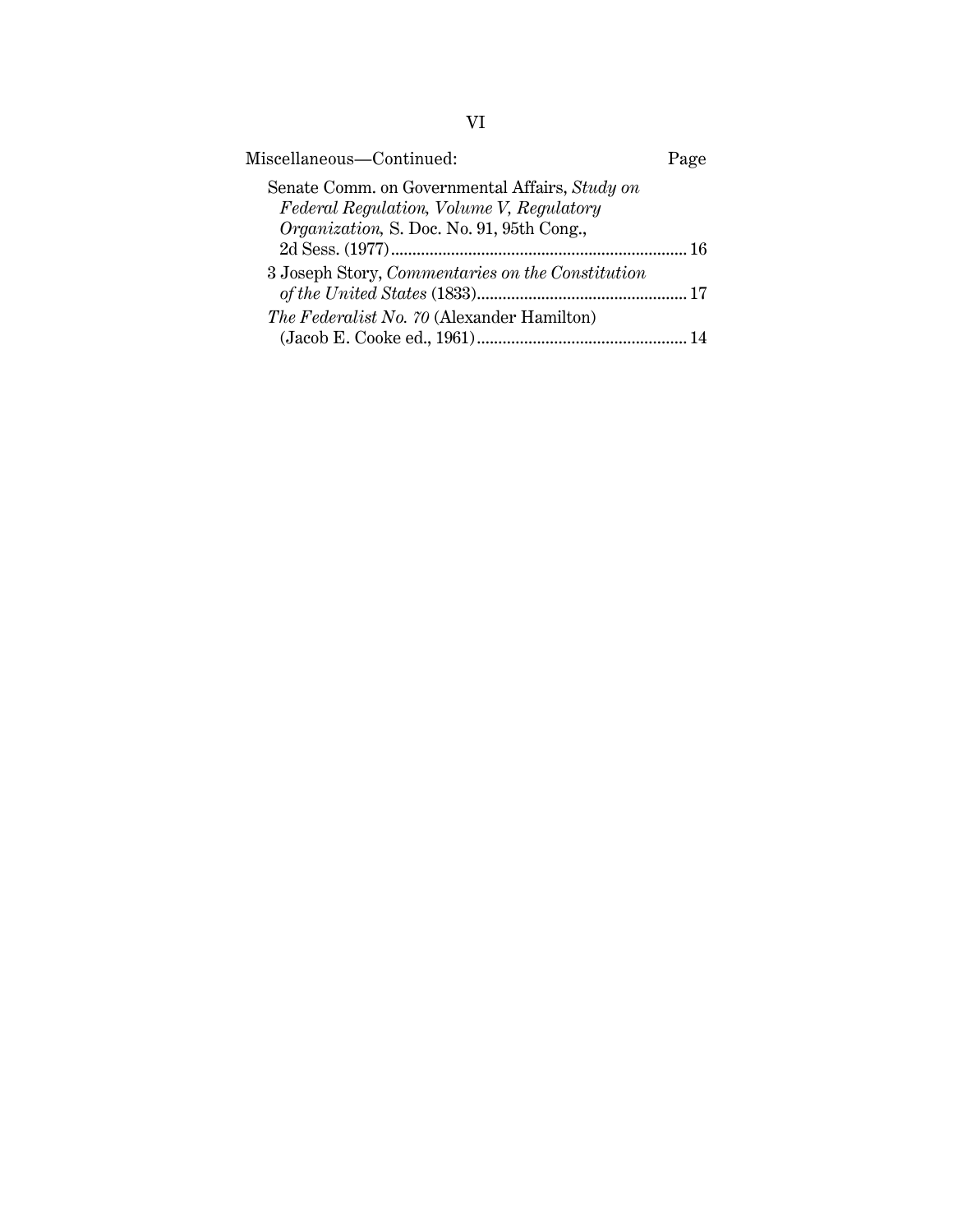Miscellaneous—Continued: Page

Senate Comm. on Governmental Affairs, *Study on Federal Regulation, Volume V, Regulatory Organization,* S. Doc. No. 91, 95th Cong., 2d Sess. (1977) ..... 16

3 Joseph Story, *Commentaries on the Constitution of the United States* (1833) ..... 17

*The Federalist No. 70* (Alexander Hamilton) (Jacob E. Cooke ed., 1961) ..... 14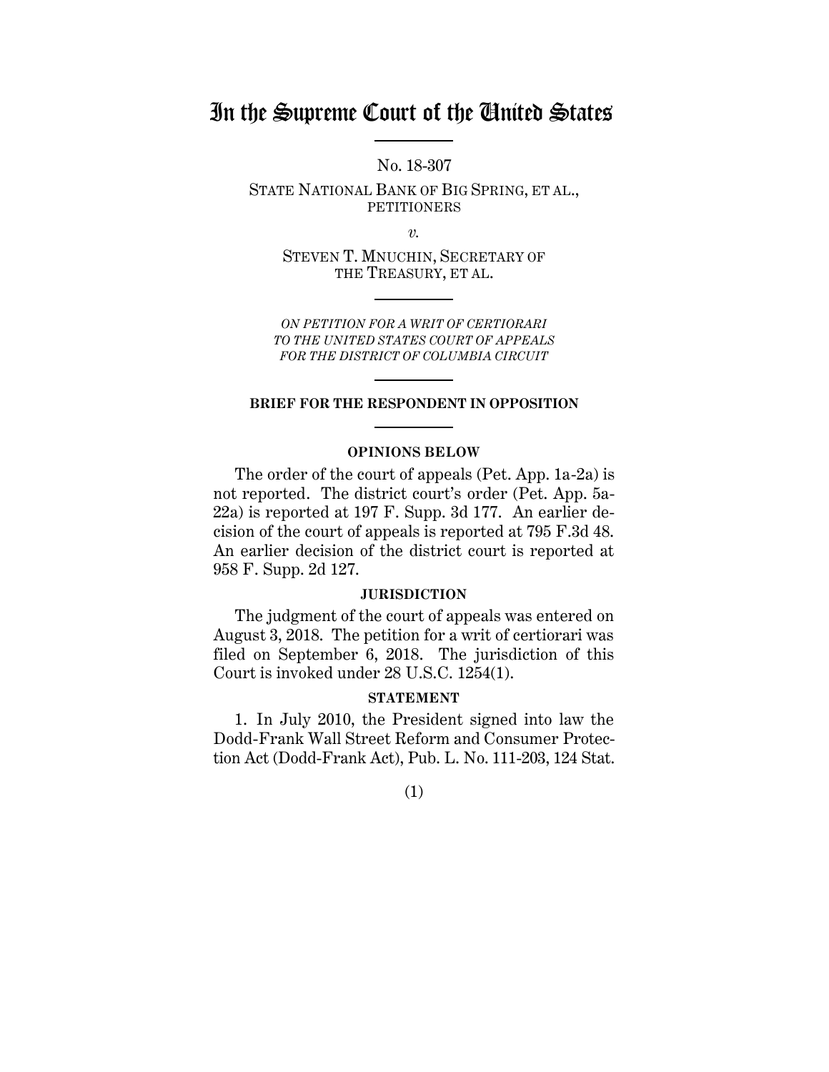# In the Supreme Court of the United States

No. 18-307

STATE NATIONAL BANK OF BIG SPRING, ET AL., PETITIONERS

*v.*

STEVEN T. MNUCHIN, SECRETARY OF THE TREASURY, ET AL.

*ON PETITION FOR A WRIT OF CERTIORARI TO THE UNITED STATES COURT OF APPEALS FOR THE DISTRICT OF COLUMBIA CIRCUIT*

**BRIEF FOR THE RESPONDENT IN OPPOSITION**

**OPINIONS BELOW**

The order of the court of appeals (Pet. App. 1a-2a) is not reported. The district court's order (Pet. App. 5a-22a) is reported at 197 F. Supp. 3d 177. An earlier decision of the court of appeals is reported at 795 F.3d 48. An earlier decision of the district court is reported at 958 F. Supp. 2d 127.

**JURISDICTION**

The judgment of the court of appeals was entered on August 3, 2018. The petition for a writ of certiorari was filed on September 6, 2018. The jurisdiction of this Court is invoked under 28 U.S.C. 1254(1).

**STATEMENT**

1. In July 2010, the President signed into law the Dodd-Frank Wall Street Reform and Consumer Protection Act (Dodd-Frank Act), Pub. L. No. 111-203, 124 Stat.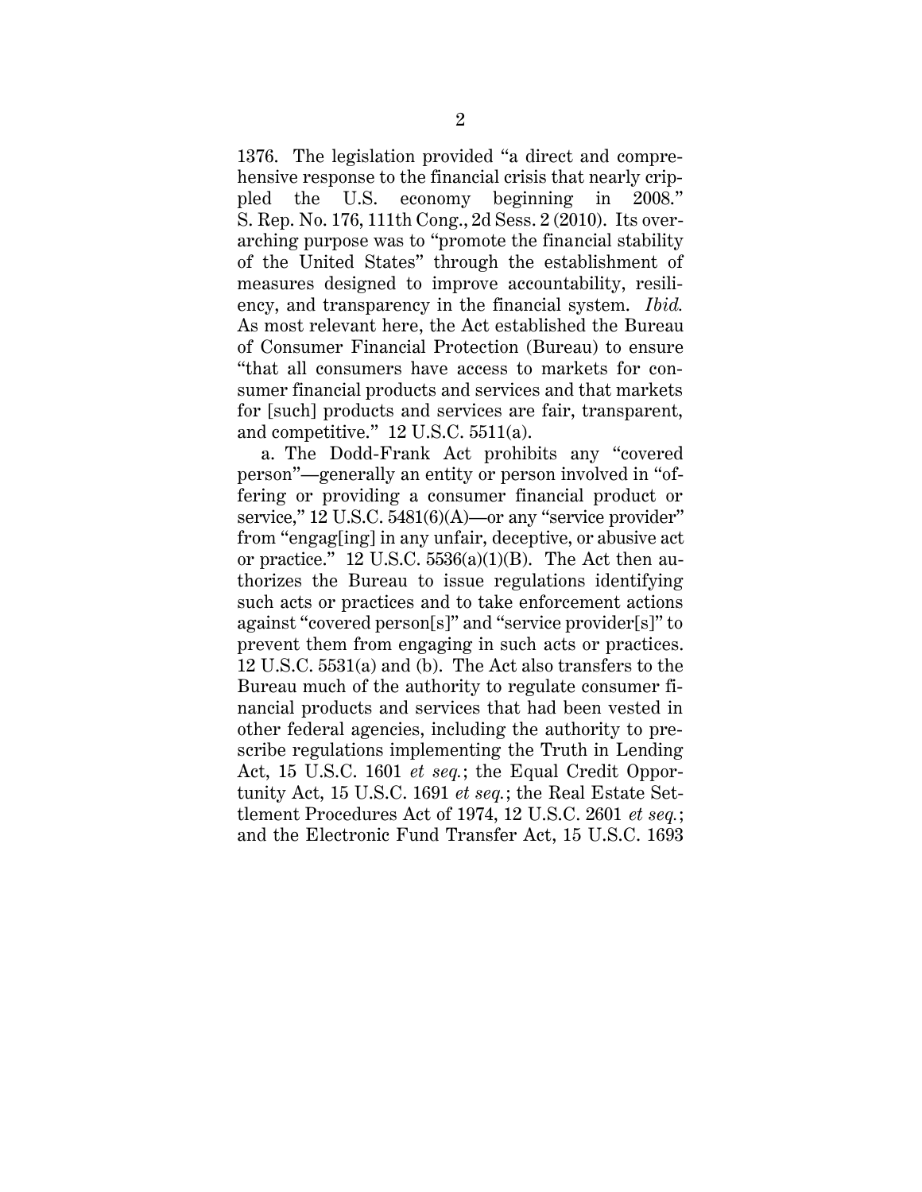1376. The legislation provided "a direct and comprehensive response to the financial crisis that nearly crippled the U.S. economy beginning in 2008." S. Rep. No. 176, 111th Cong., 2d Sess. 2 (2010). Its overarching purpose was to "promote the financial stability of the United States" through the establishment of measures designed to improve accountability, resiliency, and transparency in the financial system. *Ibid.* As most relevant here, the Act established the Bureau of Consumer Financial Protection (Bureau) to ensure "that all consumers have access to markets for consumer financial products and services and that markets for [such] products and services are fair, transparent, and competitive." 12 U.S.C. 5511(a).

a. The Dodd-Frank Act prohibits any "covered person"—generally an entity or person involved in "offering or providing a consumer financial product or service," 12 U.S.C. 5481(6)(A)—or any "service provider" from "engag[ing] in any unfair, deceptive, or abusive act or practice." 12 U.S.C. 5536(a)(1)(B). The Act then authorizes the Bureau to issue regulations identifying such acts or practices and to take enforcement actions against "covered person[s]" and "service provider[s]" to prevent them from engaging in such acts or practices. 12 U.S.C. 5531(a) and (b). The Act also transfers to the Bureau much of the authority to regulate consumer financial products and services that had been vested in other federal agencies, including the authority to prescribe regulations implementing the Truth in Lending Act, 15 U.S.C. 1601 *et seq.*; the Equal Credit Opportunity Act, 15 U.S.C. 1691 *et seq.*; the Real Estate Settlement Procedures Act of 1974, 12 U.S.C. 2601 *et seq.*; and the Electronic Fund Transfer Act, 15 U.S.C. 1693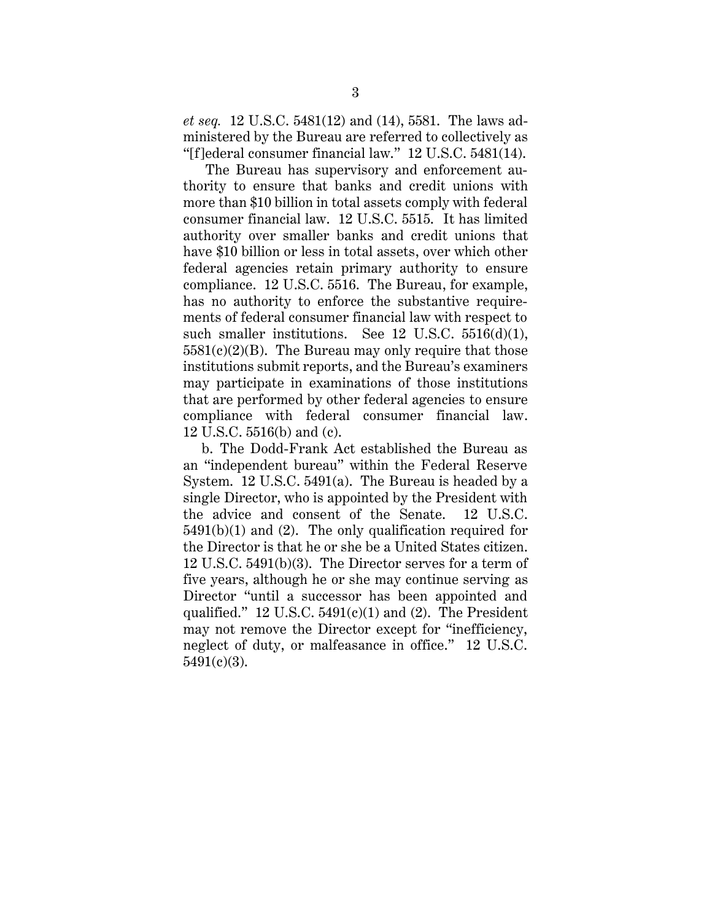*et seq.* 12 U.S.C. 5481(12) and (14), 5581. The laws administered by the Bureau are referred to collectively as "[f]ederal consumer financial law." 12 U.S.C. 5481(14).

The Bureau has supervisory and enforcement authority to ensure that banks and credit unions with more than $10 billion in total assets comply with federal consumer financial law. 12 U.S.C. 5515. It has limited authority over smaller banks and credit unions that have $10 billion or less in total assets, over which other federal agencies retain primary authority to ensure compliance. 12 U.S.C. 5516. The Bureau, for example, has no authority to enforce the substantive requirements of federal consumer financial law with respect to such smaller institutions. See 12 U.S.C. 5516(d)(1), 5581(c)(2)(B). The Bureau may only require that those institutions submit reports, and the Bureau's examiners may participate in examinations of those institutions that are performed by other federal agencies to ensure compliance with federal consumer financial law. 12 U.S.C. 5516(b) and (c).

b. The Dodd-Frank Act established the Bureau as an "independent bureau" within the Federal Reserve System. 12 U.S.C. 5491(a). The Bureau is headed by a single Director, who is appointed by the President with the advice and consent of the Senate. 12 U.S.C. 5491(b)(1) and (2). The only qualification required for the Director is that he or she be a United States citizen. 12 U.S.C. 5491(b)(3). The Director serves for a term of five years, although he or she may continue serving as Director "until a successor has been appointed and qualified." 12 U.S.C. 5491(c)(1) and (2). The President may not remove the Director except for "inefficiency, neglect of duty, or malfeasance in office." 12 U.S.C. 5491(c)(3).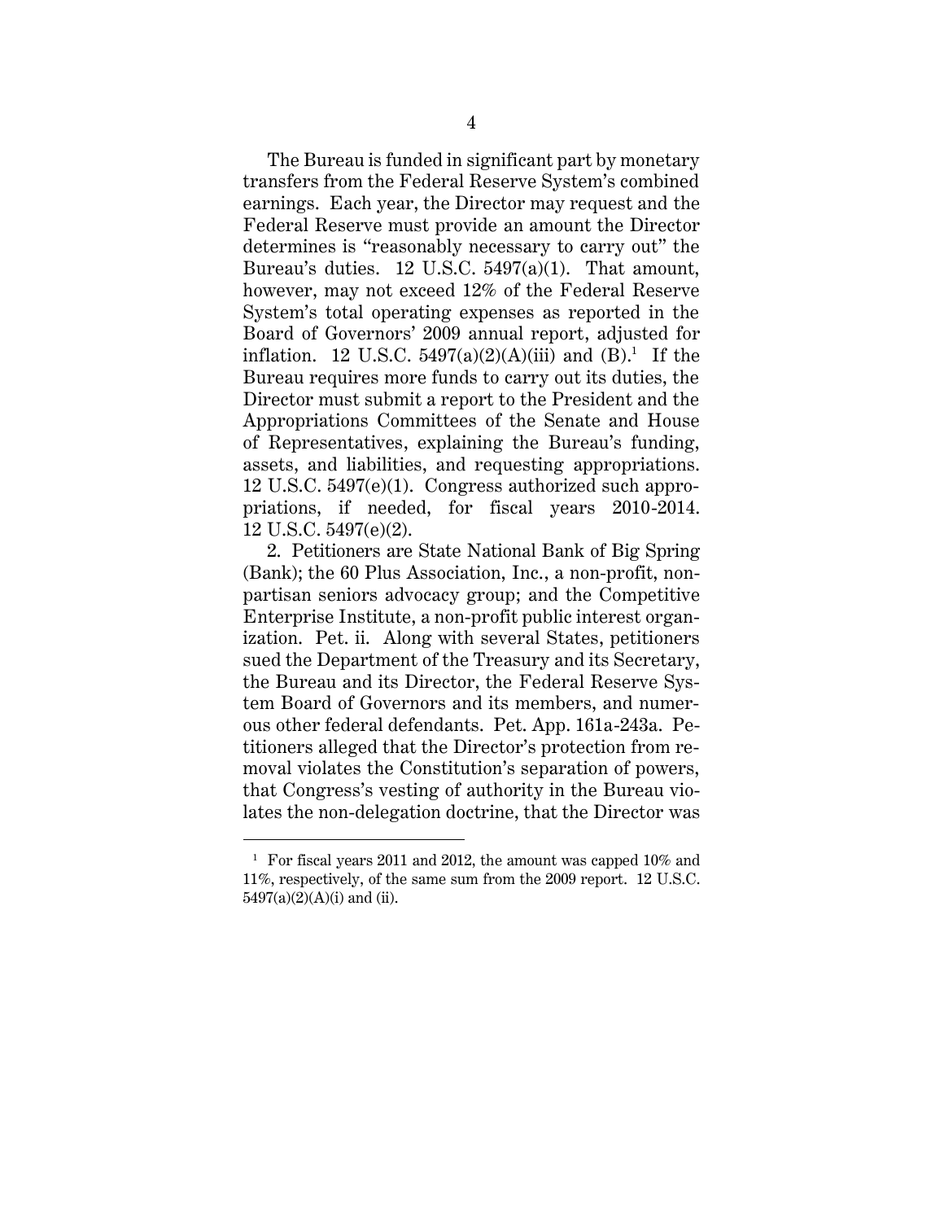The Bureau is funded in significant part by monetary transfers from the Federal Reserve System's combined earnings. Each year, the Director may request and the Federal Reserve must provide an amount the Director determines is "reasonably necessary to carry out" the Bureau's duties. 12 U.S.C. 5497(a)(1). That amount, however, may not exceed 12% of the Federal Reserve System's total operating expenses as reported in the Board of Governors' 2009 annual report, adjusted for inflation. 12 U.S.C. 5497(a)(2)(A)(iii) and (B).[1] If the Bureau requires more funds to carry out its duties, the Director must submit a report to the President and the Appropriations Committees of the Senate and House of Representatives, explaining the Bureau's funding, assets, and liabilities, and requesting appropriations. 12 U.S.C. 5497(e)(1). Congress authorized such appropriations, if needed, for fiscal years 2010-2014. 12 U.S.C. 5497(e)(2).

2. Petitioners are State National Bank of Big Spring (Bank); the 60 Plus Association, Inc., a non-profit, nonpartisan seniors advocacy group; and the Competitive Enterprise Institute, a non-profit public interest organization. Pet. ii. Along with several States, petitioners sued the Department of the Treasury and its Secretary, the Bureau and its Director, the Federal Reserve System Board of Governors and its members, and numerous other federal defendants. Pet. App. 161a-243a. Petitioners alleged that the Director's protection from removal violates the Constitution's separation of powers, that Congress's vesting of authority in the Bureau violates the non-delegation doctrine, that the Director was

[1] For fiscal years 2011 and 2012, the amount was capped 10% and 11%, respectively, of the same sum from the 2009 report. 12 U.S.C. 5497(a)(2)(A)(i) and (ii).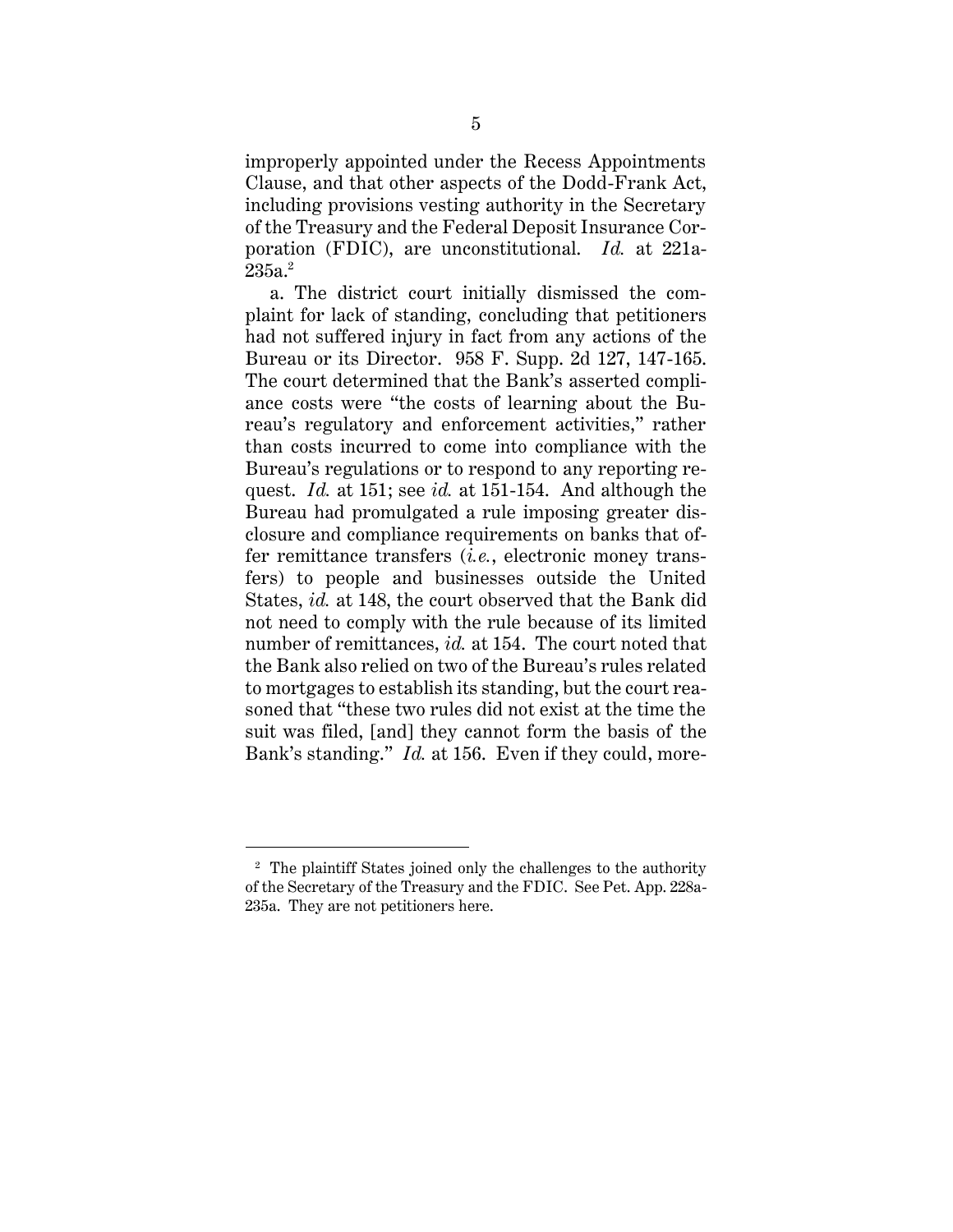improperly appointed under the Recess Appointments Clause, and that other aspects of the Dodd-Frank Act, including provisions vesting authority in the Secretary of the Treasury and the Federal Deposit Insurance Corporation (FDIC), are unconstitutional. *Id.* at 221a-235a.[2]

a. The district court initially dismissed the complaint for lack of standing, concluding that petitioners had not suffered injury in fact from any actions of the Bureau or its Director. 958 F. Supp. 2d 127, 147-165. The court determined that the Bank's asserted compliance costs were "the costs of learning about the Bureau's regulatory and enforcement activities," rather than costs incurred to come into compliance with the Bureau's regulations or to respond to any reporting request. *Id.* at 151; see *id.* at 151-154. And although the Bureau had promulgated a rule imposing greater disclosure and compliance requirements on banks that offer remittance transfers (*i.e.*, electronic money transfers) to people and businesses outside the United States, *id.* at 148, the court observed that the Bank did not need to comply with the rule because of its limited number of remittances, *id.* at 154. The court noted that the Bank also relied on two of the Bureau's rules related to mortgages to establish its standing, but the court reasoned that "these two rules did not exist at the time the suit was filed, [and] they cannot form the basis of the Bank's standing." *Id.* at 156. Even if they could, more-

---

[2] The plaintiff States joined only the challenges to the authority of the Secretary of the Treasury and the FDIC. See Pet. App. 228a-235a. They are not petitioners here.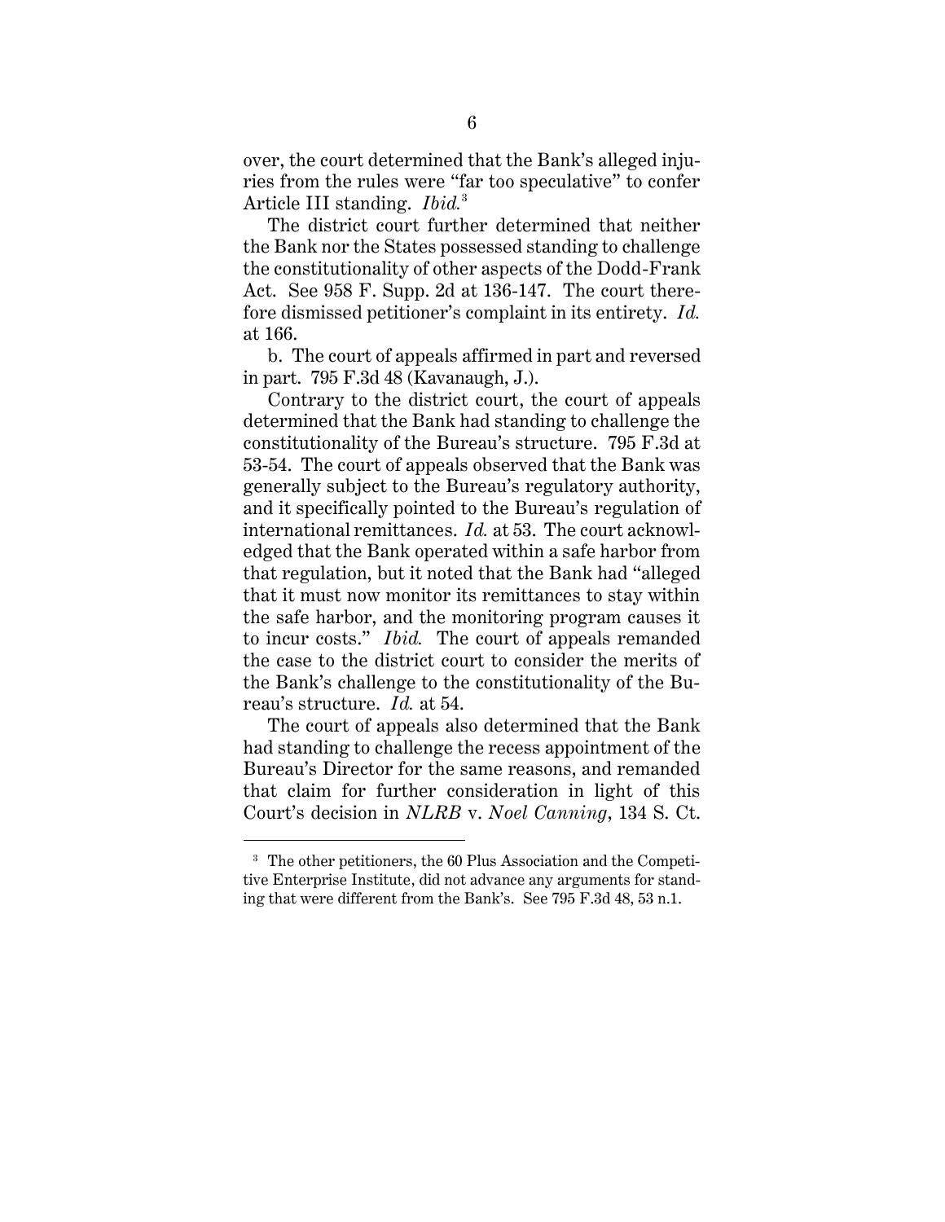over, the court determined that the Bank's alleged injuries from the rules were "far too speculative" to confer Article III standing. *Ibid.*[3]

The district court further determined that neither the Bank nor the States possessed standing to challenge the constitutionality of other aspects of the Dodd-Frank Act. See 958 F. Supp. 2d at 136-147. The court therefore dismissed petitioner's complaint in its entirety. *Id.* at 166.

b. The court of appeals affirmed in part and reversed in part. 795 F.3d 48 (Kavanaugh, J.).

Contrary to the district court, the court of appeals determined that the Bank had standing to challenge the constitutionality of the Bureau's structure. 795 F.3d at 53-54. The court of appeals observed that the Bank was generally subject to the Bureau's regulatory authority, and it specifically pointed to the Bureau's regulation of international remittances. *Id.* at 53. The court acknowledged that the Bank operated within a safe harbor from that regulation, but it noted that the Bank had "alleged that it must now monitor its remittances to stay within the safe harbor, and the monitoring program causes it to incur costs." *Ibid.* The court of appeals remanded the case to the district court to consider the merits of the Bank's challenge to the constitutionality of the Bureau's structure. *Id.* at 54.

The court of appeals also determined that the Bank had standing to challenge the recess appointment of the Bureau's Director for the same reasons, and remanded that claim for further consideration in light of this Court's decision in *NLRB* v. *Noel Canning*, 134 S. Ct.

---

[3] The other petitioners, the 60 Plus Association and the Competitive Enterprise Institute, did not advance any arguments for standing that were different from the Bank's. See 795 F.3d 48, 53 n.1.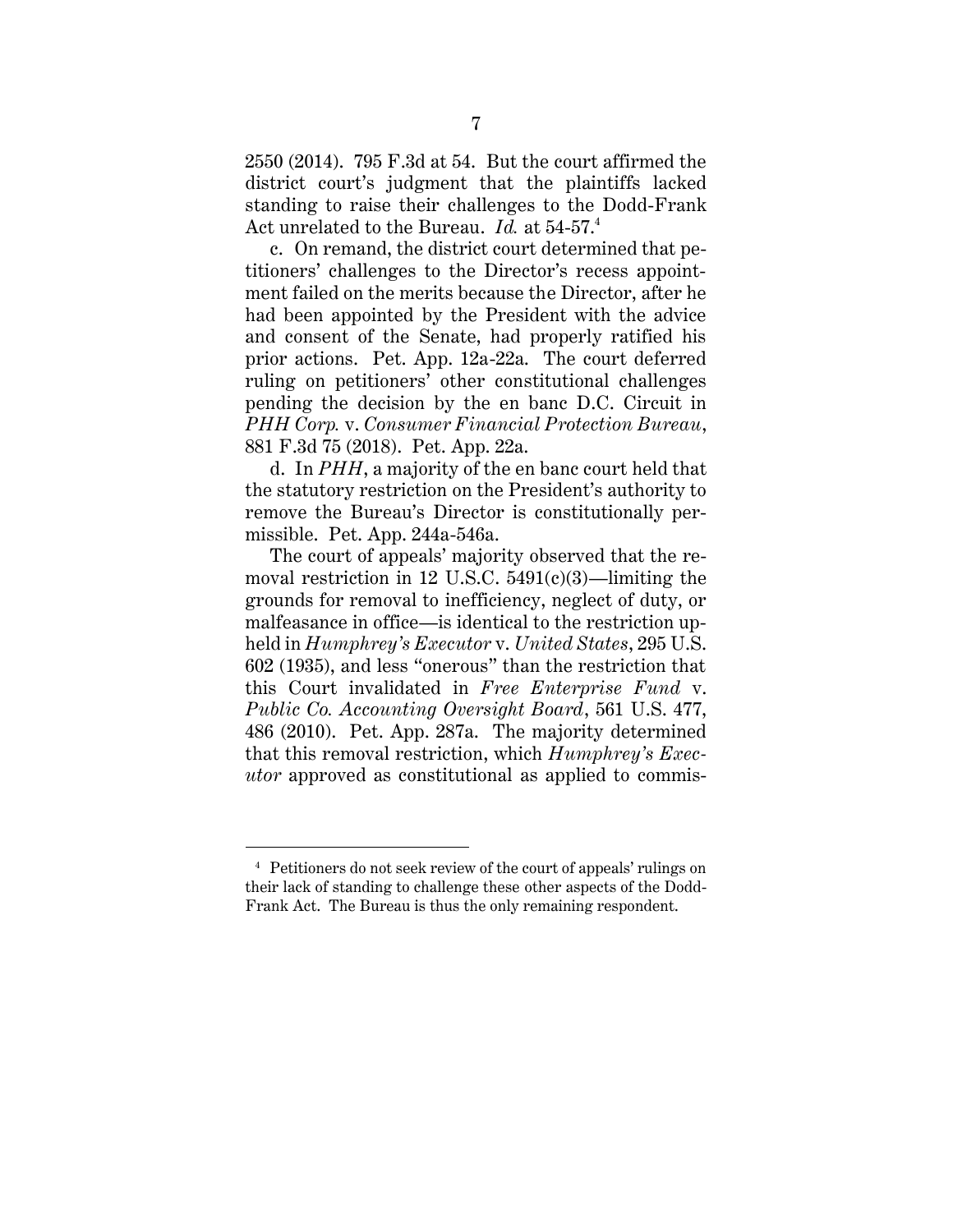2550 (2014). 795 F.3d at 54. But the court affirmed the district court's judgment that the plaintiffs lacked standing to raise their challenges to the Dodd-Frank Act unrelated to the Bureau. *Id.* at 54-57.[4]

c. On remand, the district court determined that petitioners' challenges to the Director's recess appointment failed on the merits because the Director, after he had been appointed by the President with the advice and consent of the Senate, had properly ratified his prior actions. Pet. App. 12a-22a. The court deferred ruling on petitioners' other constitutional challenges pending the decision by the en banc D.C. Circuit in *PHH Corp.* v. *Consumer Financial Protection Bureau*, 881 F.3d 75 (2018). Pet. App. 22a.

d. In *PHH*, a majority of the en banc court held that the statutory restriction on the President's authority to remove the Bureau's Director is constitutionally permissible. Pet. App. 244a-546a.

The court of appeals' majority observed that the removal restriction in 12 U.S.C. 5491(c)(3)—limiting the grounds for removal to inefficiency, neglect of duty, or malfeasance in office—is identical to the restriction upheld in *Humphrey's Executor* v. *United States*, 295 U.S. 602 (1935), and less "onerous" than the restriction that this Court invalidated in *Free Enterprise Fund* v. *Public Co. Accounting Oversight Board*, 561 U.S. 477, 486 (2010). Pet. App. 287a. The majority determined that this removal restriction, which *Humphrey's Executor* approved as constitutional as applied to commis-

---

[4] Petitioners do not seek review of the court of appeals' rulings on their lack of standing to challenge these other aspects of the Dodd-Frank Act. The Bureau is thus the only remaining respondent.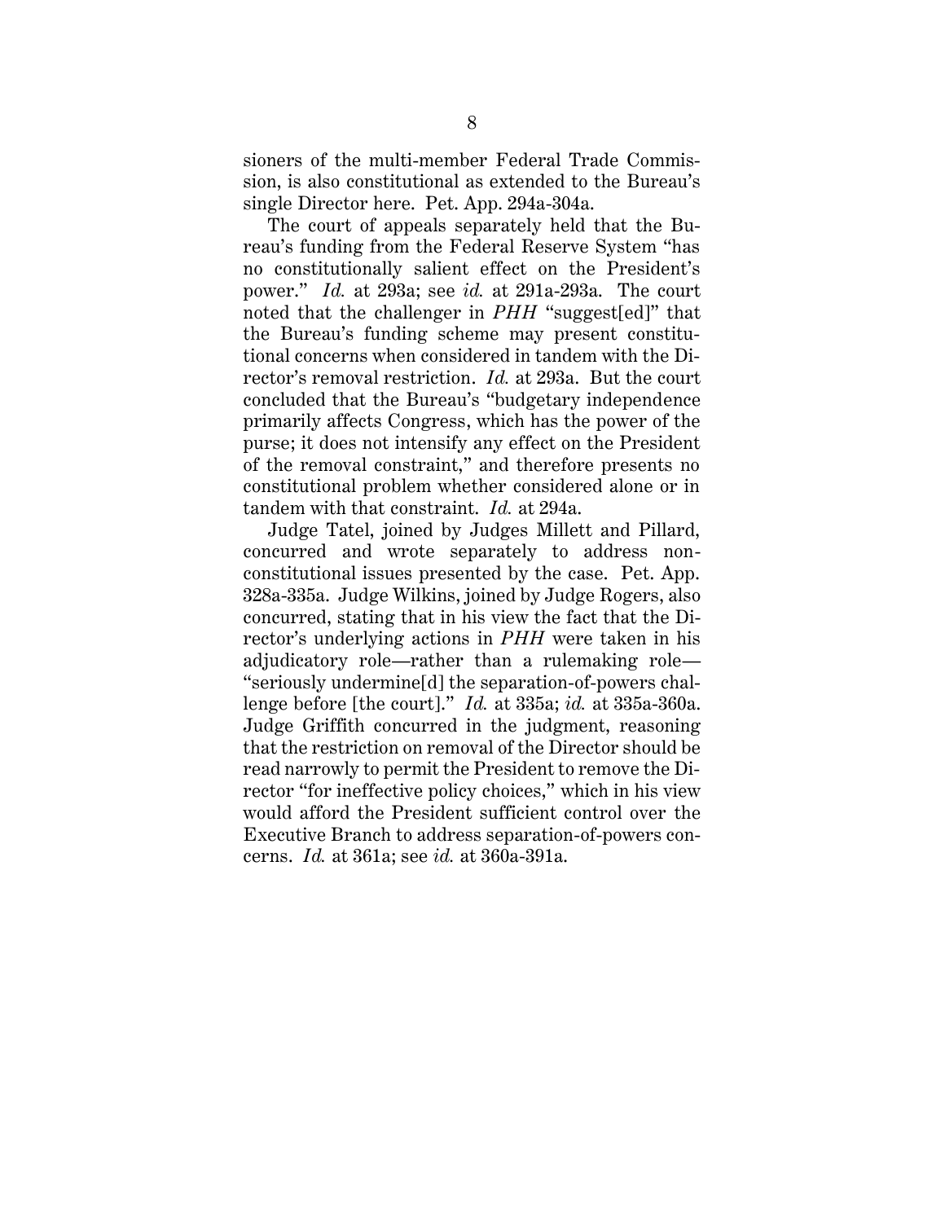sioners of the multi-member Federal Trade Commission, is also constitutional as extended to the Bureau's single Director here. Pet. App. 294a-304a.

The court of appeals separately held that the Bureau's funding from the Federal Reserve System "has no constitutionally salient effect on the President's power." *Id.* at 293a; see *id.* at 291a-293a. The court noted that the challenger in *PHH* "suggest[ed]" that the Bureau's funding scheme may present constitutional concerns when considered in tandem with the Director's removal restriction. *Id.* at 293a. But the court concluded that the Bureau's "budgetary independence primarily affects Congress, which has the power of the purse; it does not intensify any effect on the President of the removal constraint," and therefore presents no constitutional problem whether considered alone or in tandem with that constraint. *Id.* at 294a.

Judge Tatel, joined by Judges Millett and Pillard, concurred and wrote separately to address non-constitutional issues presented by the case. Pet. App. 328a-335a. Judge Wilkins, joined by Judge Rogers, also concurred, stating that in his view the fact that the Director's underlying actions in *PHH* were taken in his adjudicatory role—rather than a rulemaking role—"seriously undermine[d] the separation-of-powers challenge before [the court]." *Id.* at 335a; *id.* at 335a-360a. Judge Griffith concurred in the judgment, reasoning that the restriction on removal of the Director should be read narrowly to permit the President to remove the Director "for ineffective policy choices," which in his view would afford the President sufficient control over the Executive Branch to address separation-of-powers concerns. *Id.* at 361a; see *id.* at 360a-391a.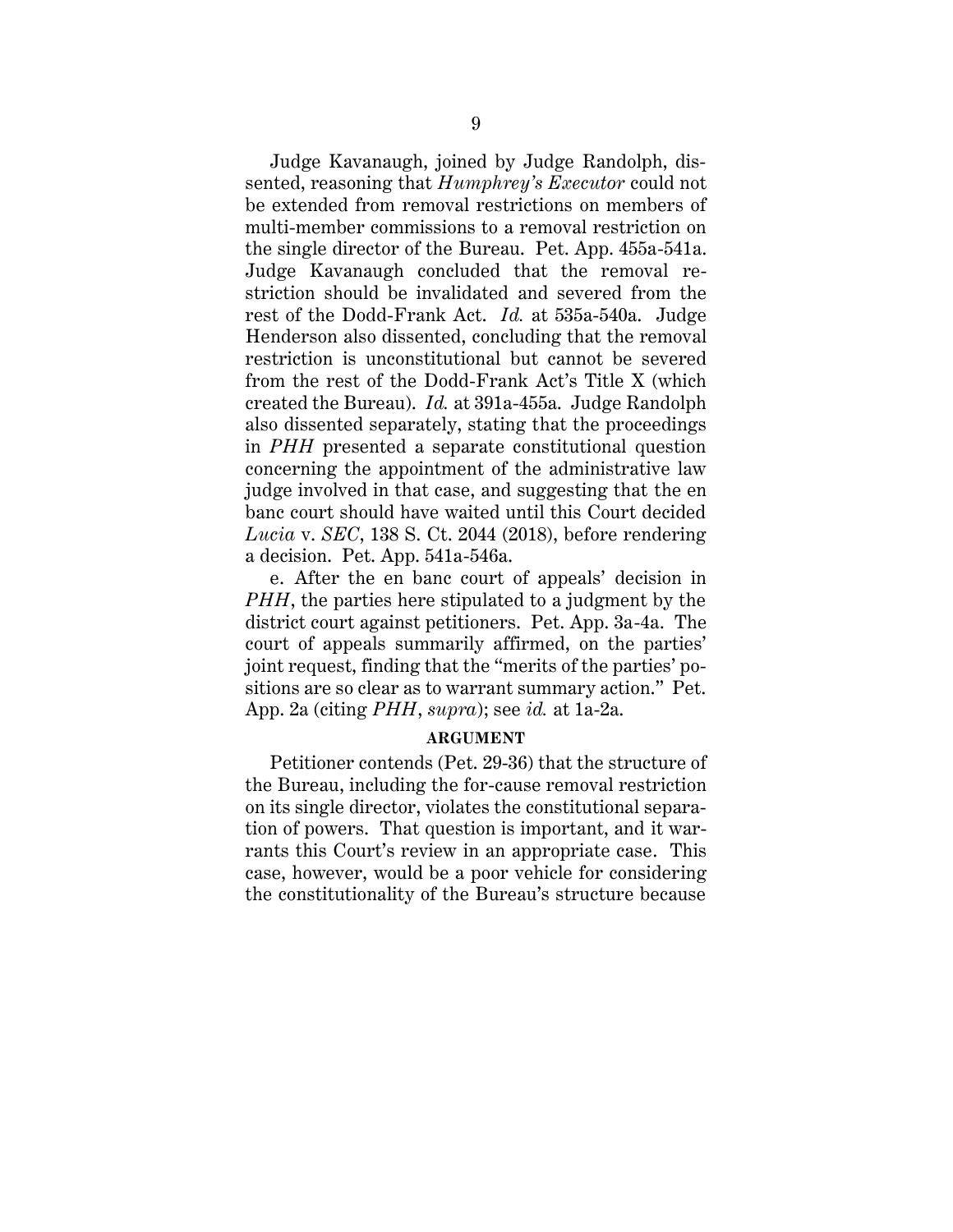Judge Kavanaugh, joined by Judge Randolph, dissented, reasoning that *Humphrey's Executor* could not be extended from removal restrictions on members of multi-member commissions to a removal restriction on the single director of the Bureau. Pet. App. 455a-541a. Judge Kavanaugh concluded that the removal restriction should be invalidated and severed from the rest of the Dodd-Frank Act. *Id.* at 535a-540a. Judge Henderson also dissented, concluding that the removal restriction is unconstitutional but cannot be severed from the rest of the Dodd-Frank Act's Title X (which created the Bureau). *Id.* at 391a-455a. Judge Randolph also dissented separately, stating that the proceedings in *PHH* presented a separate constitutional question concerning the appointment of the administrative law judge involved in that case, and suggesting that the en banc court should have waited until this Court decided *Lucia* v. *SEC*, 138 S. Ct. 2044 (2018), before rendering a decision. Pet. App. 541a-546a.

e. After the en banc court of appeals' decision in *PHH*, the parties here stipulated to a judgment by the district court against petitioners. Pet. App. 3a-4a. The court of appeals summarily affirmed, on the parties' joint request, finding that the "merits of the parties' positions are so clear as to warrant summary action." Pet. App. 2a (citing *PHH*, *supra*); see *id.* at 1a-2a.

**ARGUMENT**

Petitioner contends (Pet. 29-36) that the structure of the Bureau, including the for-cause removal restriction on its single director, violates the constitutional separation of powers. That question is important, and it warrants this Court's review in an appropriate case. This case, however, would be a poor vehicle for considering the constitutionality of the Bureau's structure because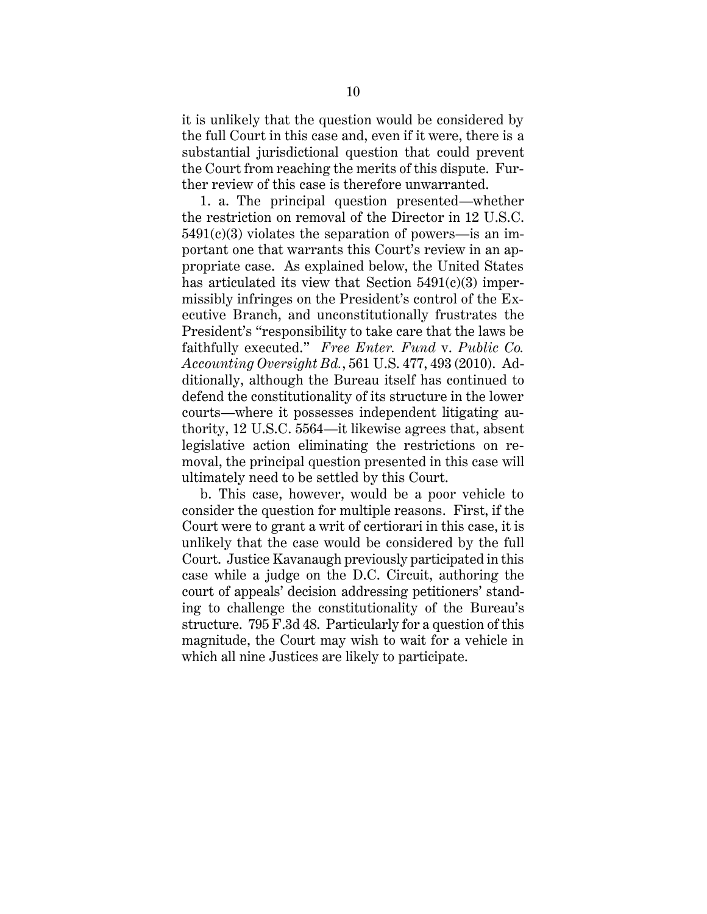it is unlikely that the question would be considered by the full Court in this case and, even if it were, there is a substantial jurisdictional question that could prevent the Court from reaching the merits of this dispute. Further review of this case is therefore unwarranted.

1. a. The principal question presented—whether the restriction on removal of the Director in 12 U.S.C. 5491(c)(3) violates the separation of powers—is an important one that warrants this Court's review in an appropriate case. As explained below, the United States has articulated its view that Section 5491(c)(3) impermissibly infringes on the President's control of the Executive Branch, and unconstitutionally frustrates the President's "responsibility to take care that the laws be faithfully executed." *Free Enter. Fund* v. *Public Co. Accounting Oversight Bd.*, 561 U.S. 477, 493 (2010). Additionally, although the Bureau itself has continued to defend the constitutionality of its structure in the lower courts—where it possesses independent litigating authority, 12 U.S.C. 5564—it likewise agrees that, absent legislative action eliminating the restrictions on removal, the principal question presented in this case will ultimately need to be settled by this Court.

b. This case, however, would be a poor vehicle to consider the question for multiple reasons. First, if the Court were to grant a writ of certiorari in this case, it is unlikely that the case would be considered by the full Court. Justice Kavanaugh previously participated in this case while a judge on the D.C. Circuit, authoring the court of appeals' decision addressing petitioners' standing to challenge the constitutionality of the Bureau's structure. 795 F.3d 48. Particularly for a question of this magnitude, the Court may wish to wait for a vehicle in which all nine Justices are likely to participate.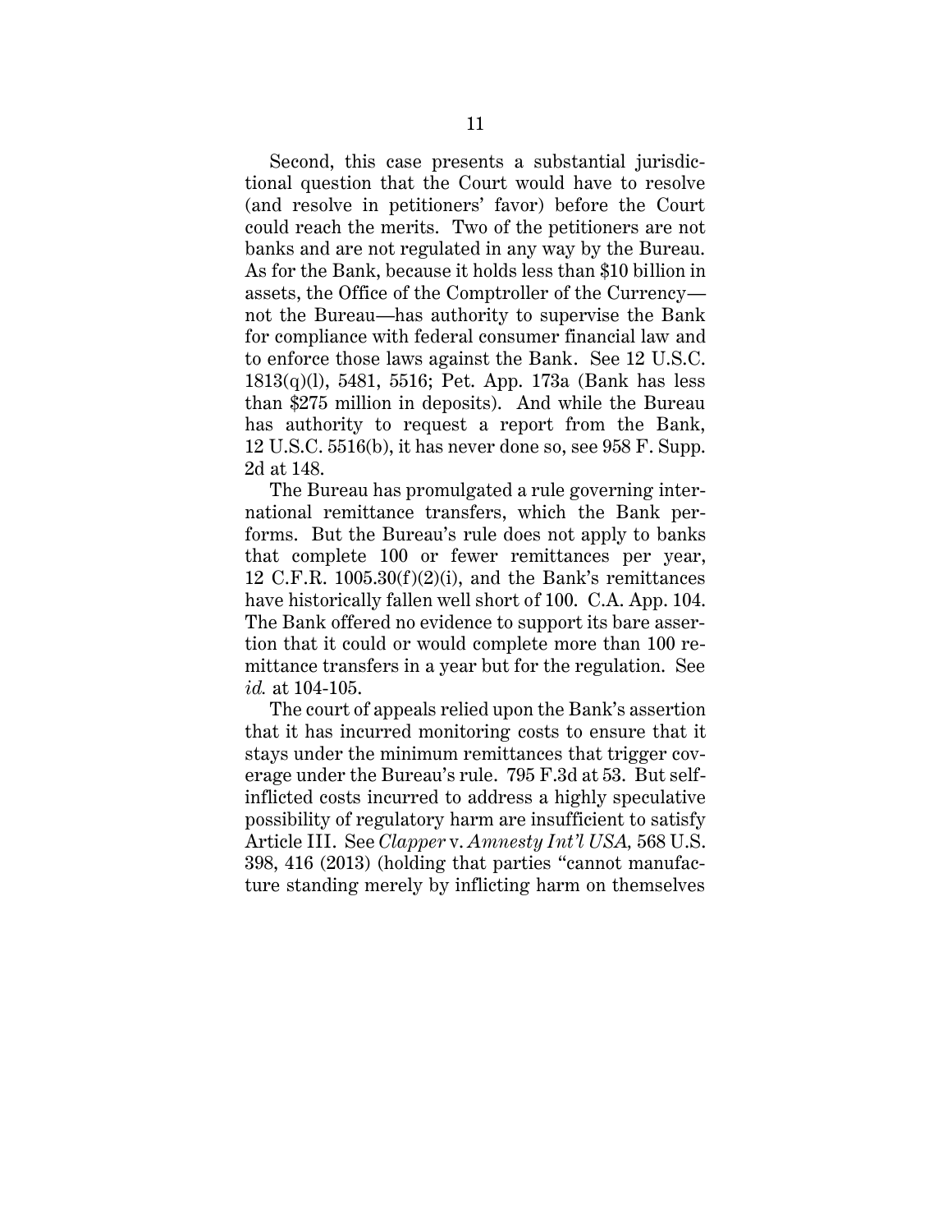Second, this case presents a substantial jurisdictional question that the Court would have to resolve (and resolve in petitioners' favor) before the Court could reach the merits. Two of the petitioners are not banks and are not regulated in any way by the Bureau. As for the Bank, because it holds less than $10 billion in assets, the Office of the Comptroller of the Currency—not the Bureau—has authority to supervise the Bank for compliance with federal consumer financial law and to enforce those laws against the Bank. See 12 U.S.C. 1813(q)(l), 5481, 5516; Pet. App. 173a (Bank has less than $275 million in deposits). And while the Bureau has authority to request a report from the Bank, 12 U.S.C. 5516(b), it has never done so, see 958 F. Supp. 2d at 148.

The Bureau has promulgated a rule governing international remittance transfers, which the Bank performs. But the Bureau's rule does not apply to banks that complete 100 or fewer remittances per year, 12 C.F.R. 1005.30(f)(2)(i), and the Bank's remittances have historically fallen well short of 100. C.A. App. 104. The Bank offered no evidence to support its bare assertion that it could or would complete more than 100 remittance transfers in a year but for the regulation. See *id.* at 104-105.

The court of appeals relied upon the Bank's assertion that it has incurred monitoring costs to ensure that it stays under the minimum remittances that trigger coverage under the Bureau's rule. 795 F.3d at 53. But self-inflicted costs incurred to address a highly speculative possibility of regulatory harm are insufficient to satisfy Article III. See *Clapper* v. *Amnesty Int'l USA,* 568 U.S. 398, 416 (2013) (holding that parties "cannot manufacture standing merely by inflicting harm on themselves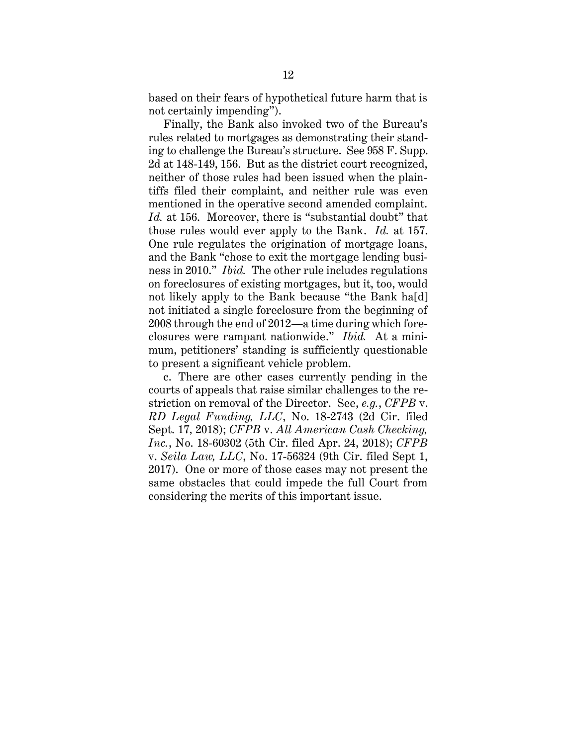based on their fears of hypothetical future harm that is not certainly impending").

Finally, the Bank also invoked two of the Bureau's rules related to mortgages as demonstrating their standing to challenge the Bureau's structure. See 958 F. Supp. 2d at 148-149, 156. But as the district court recognized, neither of those rules had been issued when the plaintiffs filed their complaint, and neither rule was even mentioned in the operative second amended complaint. *Id.* at 156. Moreover, there is "substantial doubt" that those rules would ever apply to the Bank. *Id.* at 157. One rule regulates the origination of mortgage loans, and the Bank "chose to exit the mortgage lending business in 2010." *Ibid.* The other rule includes regulations on foreclosures of existing mortgages, but it, too, would not likely apply to the Bank because "the Bank ha[d] not initiated a single foreclosure from the beginning of 2008 through the end of 2012—a time during which foreclosures were rampant nationwide." *Ibid.* At a minimum, petitioners' standing is sufficiently questionable to present a significant vehicle problem.

c. There are other cases currently pending in the courts of appeals that raise similar challenges to the restriction on removal of the Director. See, *e.g.*, *CFPB* v. *RD Legal Funding, LLC*, No. 18-2743 (2d Cir. filed Sept. 17, 2018); *CFPB* v. *All American Cash Checking, Inc.*, No. 18-60302 (5th Cir. filed Apr. 24, 2018); *CFPB* v. *Seila Law, LLC*, No. 17-56324 (9th Cir. filed Sept 1, 2017). One or more of those cases may not present the same obstacles that could impede the full Court from considering the merits of this important issue.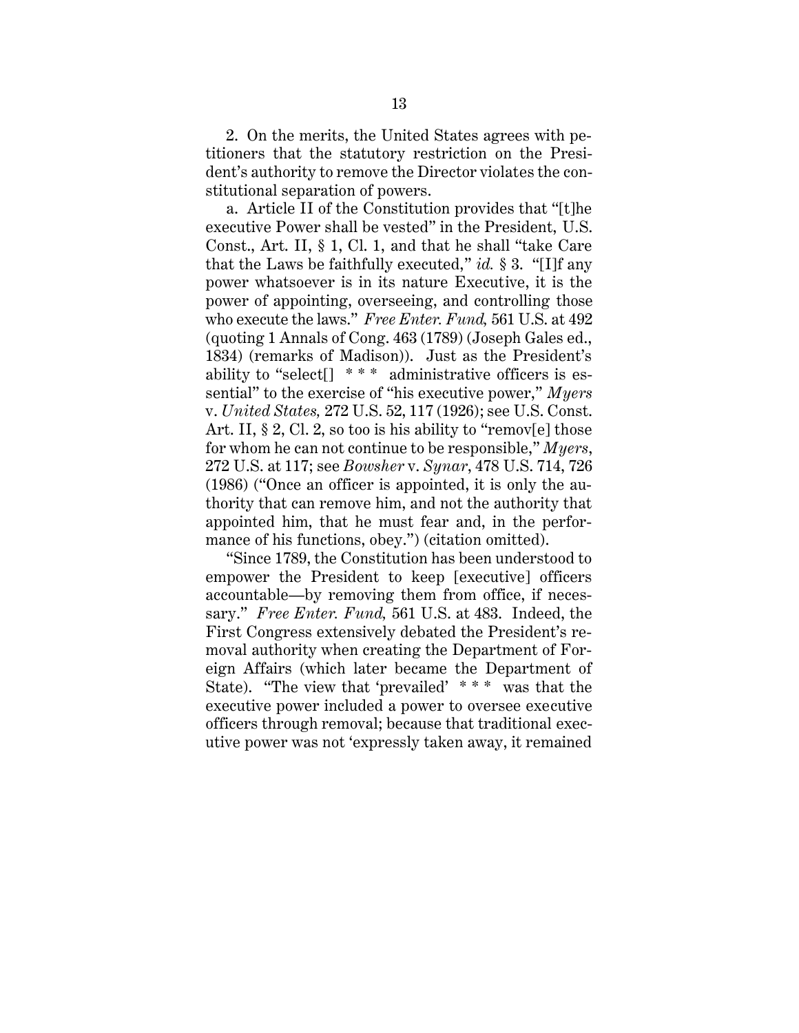2. On the merits, the United States agrees with petitioners that the statutory restriction on the President's authority to remove the Director violates the constitutional separation of powers.

a. Article II of the Constitution provides that "[t]he executive Power shall be vested" in the President, U.S. Const., Art. II, § 1, Cl. 1, and that he shall "take Care that the Laws be faithfully executed," *id.* § 3. "[I]f any power whatsoever is in its nature Executive, it is the power of appointing, overseeing, and controlling those who execute the laws." *Free Enter. Fund,* 561 U.S. at 492 (quoting 1 Annals of Cong. 463 (1789) (Joseph Gales ed., 1834) (remarks of Madison)). Just as the President's ability to "select[] * * * administrative officers is essential" to the exercise of "his executive power," *Myers* v. *United States,* 272 U.S. 52, 117 (1926); see U.S. Const. Art. II, § 2, Cl. 2, so too is his ability to "remov[e] those for whom he can not continue to be responsible," *Myers*, 272 U.S. at 117; see *Bowsher* v. *Synar*, 478 U.S. 714, 726 (1986) ("Once an officer is appointed, it is only the authority that can remove him, and not the authority that appointed him, that he must fear and, in the performance of his functions, obey.") (citation omitted).

"Since 1789, the Constitution has been understood to empower the President to keep [executive] officers accountable—by removing them from office, if necessary." *Free Enter. Fund,* 561 U.S. at 483. Indeed, the First Congress extensively debated the President's removal authority when creating the Department of Foreign Affairs (which later became the Department of State). "The view that 'prevailed' * * * was that the executive power included a power to oversee executive officers through removal; because that traditional executive power was not 'expressly taken away, it remained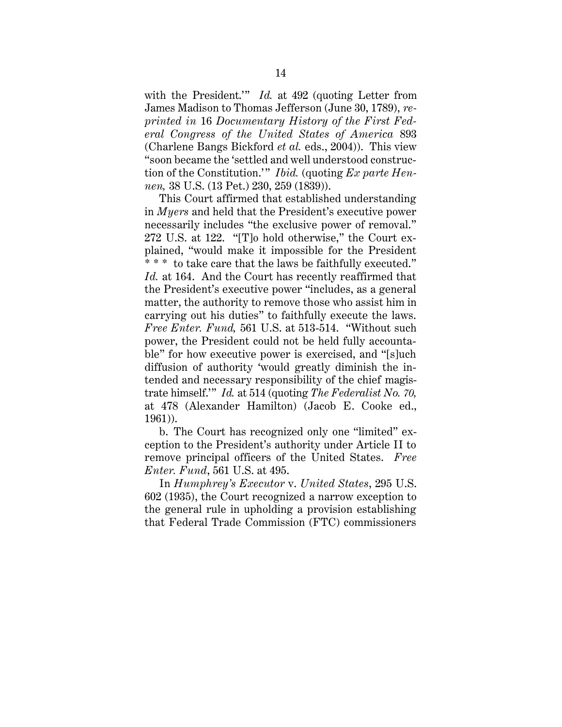with the President.'" *Id.* at 492 (quoting Letter from James Madison to Thomas Jefferson (June 30, 1789), *reprinted in* 16 *Documentary History of the First Federal Congress of the United States of America* 893 (Charlene Bangs Bickford *et al.* eds., 2004)). This view "soon became the 'settled and well understood construction of the Constitution.'" *Ibid.* (quoting *Ex parte Hennen,* 38 U.S. (13 Pet.) 230, 259 (1839)).

This Court affirmed that established understanding in *Myers* and held that the President's executive power necessarily includes "the exclusive power of removal." 272 U.S. at 122. "[T]o hold otherwise," the Court explained, "would make it impossible for the President * * * to take care that the laws be faithfully executed." *Id.* at 164. And the Court has recently reaffirmed that the President's executive power "includes, as a general matter, the authority to remove those who assist him in carrying out his duties" to faithfully execute the laws. *Free Enter. Fund,* 561 U.S. at 513-514. "Without such power, the President could not be held fully accountable" for how executive power is exercised, and "[s]uch diffusion of authority 'would greatly diminish the intended and necessary responsibility of the chief magistrate himself.'" *Id.* at 514 (quoting *The Federalist No. 70,* at 478 (Alexander Hamilton) (Jacob E. Cooke ed., 1961)).

b. The Court has recognized only one "limited" exception to the President's authority under Article II to remove principal officers of the United States. *Free Enter. Fund*, 561 U.S. at 495.

In *Humphrey's Executor* v. *United States*, 295 U.S. 602 (1935), the Court recognized a narrow exception to the general rule in upholding a provision establishing that Federal Trade Commission (FTC) commissioners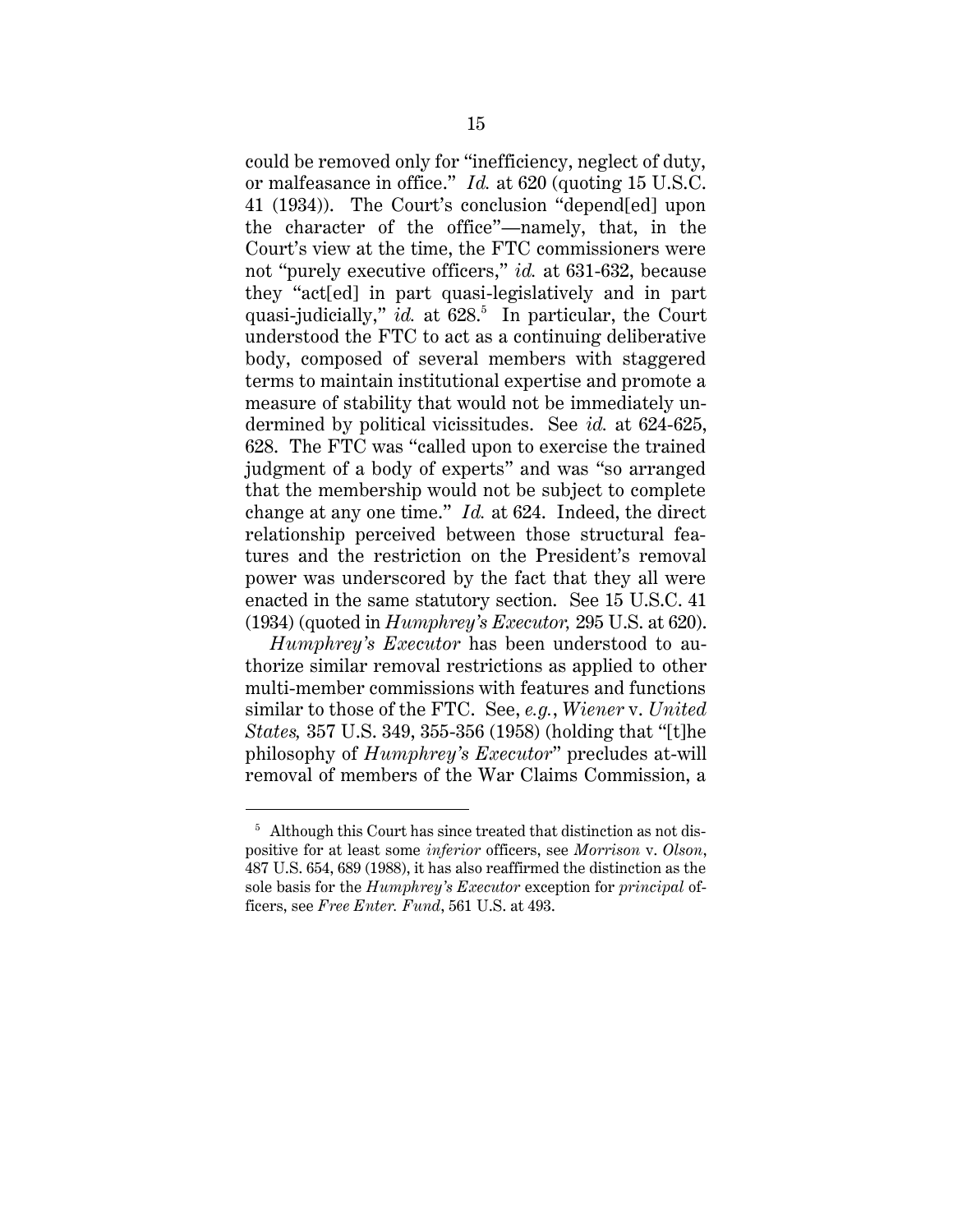could be removed only for "inefficiency, neglect of duty, or malfeasance in office." *Id.* at 620 (quoting 15 U.S.C. 41 (1934)). The Court's conclusion "depend[ed] upon the character of the office"—namely, that, in the Court's view at the time, the FTC commissioners were not "purely executive officers," *id.* at 631-632, because they "act[ed] in part quasi-legislatively and in part quasi-judicially," *id.* at 628.[5] In particular, the Court understood the FTC to act as a continuing deliberative body, composed of several members with staggered terms to maintain institutional expertise and promote a measure of stability that would not be immediately undermined by political vicissitudes. See *id.* at 624-625, 628. The FTC was "called upon to exercise the trained judgment of a body of experts" and was "so arranged that the membership would not be subject to complete change at any one time." *Id.* at 624. Indeed, the direct relationship perceived between those structural features and the restriction on the President's removal power was underscored by the fact that they all were enacted in the same statutory section. See 15 U.S.C. 41 (1934) (quoted in *Humphrey's Executor,* 295 U.S. at 620).

*Humphrey's Executor* has been understood to authorize similar removal restrictions as applied to other multi-member commissions with features and functions similar to those of the FTC. See, *e.g.*, *Wiener* v. *United States,* 357 U.S. 349, 355-356 (1958) (holding that "[t]he philosophy of *Humphrey's Executor*" precludes at-will removal of members of the War Claims Commission, a

---

[5] Although this Court has since treated that distinction as not dispositive for at least some *inferior* officers, see *Morrison* v. *Olson*, 487 U.S. 654, 689 (1988), it has also reaffirmed the distinction as the sole basis for the *Humphrey's Executor* exception for *principal* officers, see *Free Enter. Fund*, 561 U.S. at 493.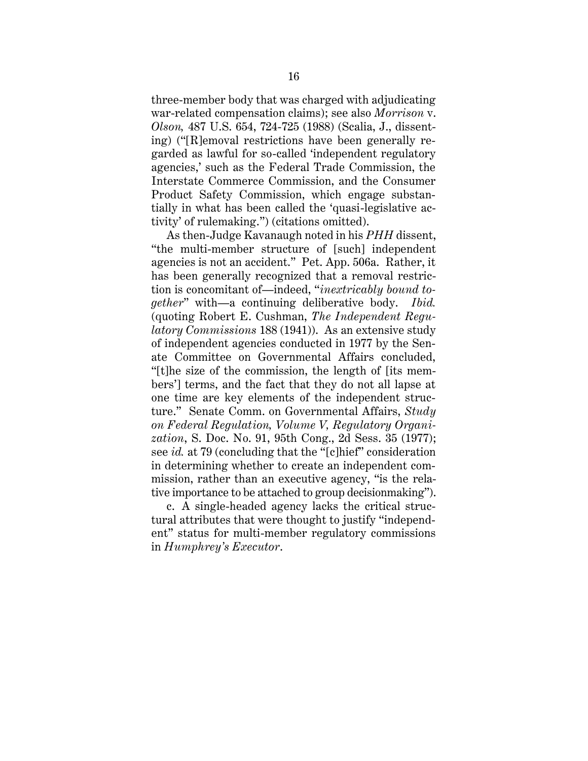three-member body that was charged with adjudicating war-related compensation claims); see also *Morrison* v. *Olson,* 487 U.S. 654, 724-725 (1988) (Scalia, J., dissenting) ("[R]emoval restrictions have been generally regarded as lawful for so-called 'independent regulatory agencies,' such as the Federal Trade Commission, the Interstate Commerce Commission, and the Consumer Product Safety Commission, which engage substantially in what has been called the 'quasi-legislative activity' of rulemaking.") (citations omitted).

As then-Judge Kavanaugh noted in his *PHH* dissent, "the multi-member structure of [such] independent agencies is not an accident." Pet. App. 506a. Rather, it has been generally recognized that a removal restriction is concomitant of—indeed, "*inextricably bound together*" with—a continuing deliberative body. *Ibid.* (quoting Robert E. Cushman, *The Independent Regulatory Commissions* 188 (1941)). As an extensive study of independent agencies conducted in 1977 by the Senate Committee on Governmental Affairs concluded, "[t]he size of the commission, the length of [its members'] terms, and the fact that they do not all lapse at one time are key elements of the independent structure." Senate Comm. on Governmental Affairs, *Study on Federal Regulation, Volume V, Regulatory Organization*, S. Doc. No. 91, 95th Cong., 2d Sess. 35 (1977); see *id.* at 79 (concluding that the "[c]hief" consideration in determining whether to create an independent commission, rather than an executive agency, "is the relative importance to be attached to group decisionmaking").

c. A single-headed agency lacks the critical structural attributes that were thought to justify "independent" status for multi-member regulatory commissions in *Humphrey's Executor*.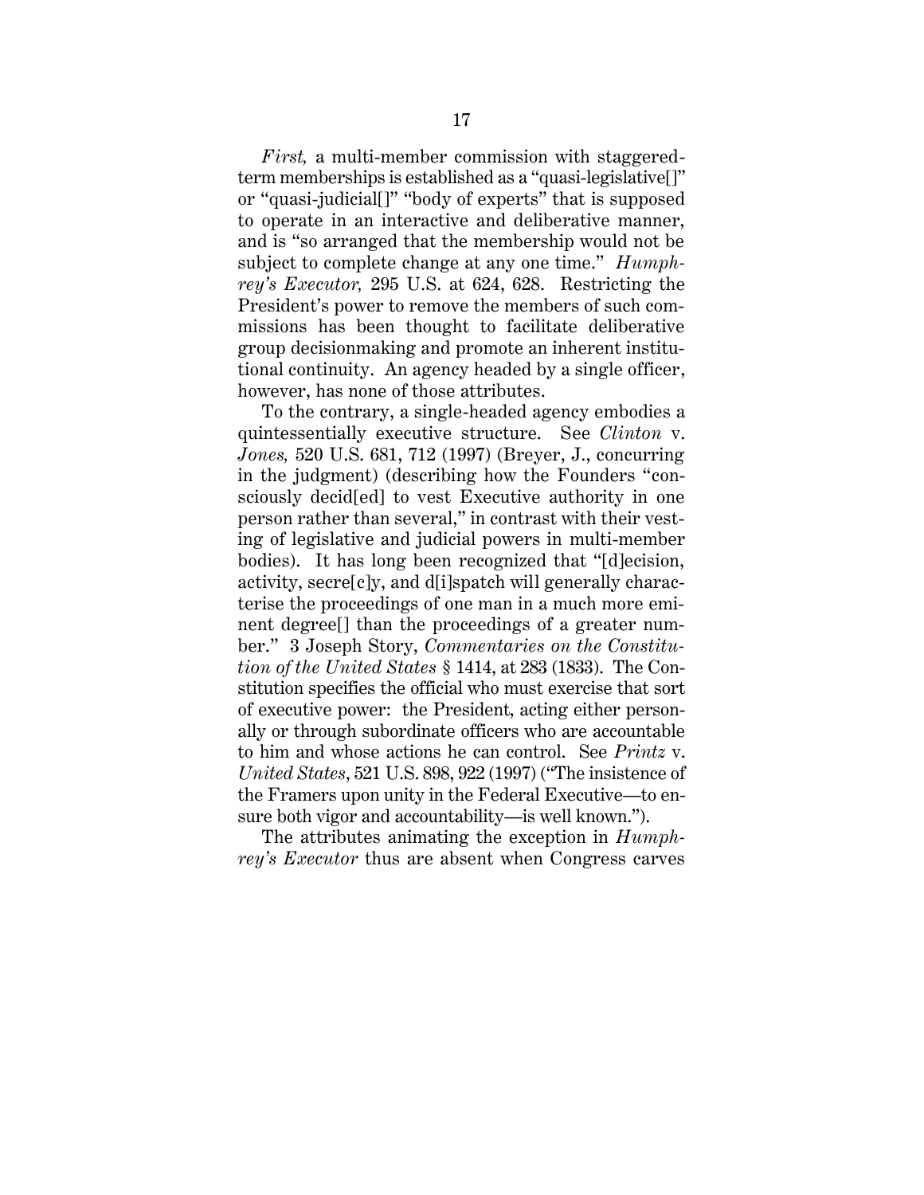*First,* a multi-member commission with staggered-term memberships is established as a "quasi-legislative[]" or "quasi-judicial[]" "body of experts" that is supposed to operate in an interactive and deliberative manner, and is "so arranged that the membership would not be subject to complete change at any one time." *Humphrey's Executor,* 295 U.S. at 624, 628. Restricting the President's power to remove the members of such commissions has been thought to facilitate deliberative group decisionmaking and promote an inherent institutional continuity. An agency headed by a single officer, however, has none of those attributes.

To the contrary, a single-headed agency embodies a quintessentially executive structure. See *Clinton* v. *Jones,* 520 U.S. 681, 712 (1997) (Breyer, J., concurring in the judgment) (describing how the Founders "consciously decid[ed] to vest Executive authority in one person rather than several," in contrast with their vesting of legislative and judicial powers in multi-member bodies). It has long been recognized that "[d]ecision, activity, secre[c]y, and d[i]spatch will generally characterise the proceedings of one man in a much more eminent degree[] than the proceedings of a greater number." 3 Joseph Story, *Commentaries on the Constitution of the United States* § 1414, at 283 (1833). The Constitution specifies the official who must exercise that sort of executive power: the President, acting either personally or through subordinate officers who are accountable to him and whose actions he can control. See *Printz* v. *United States*, 521 U.S. 898, 922 (1997) ("The insistence of the Framers upon unity in the Federal Executive—to ensure both vigor and accountability—is well known.").

The attributes animating the exception in *Humphrey's Executor* thus are absent when Congress carves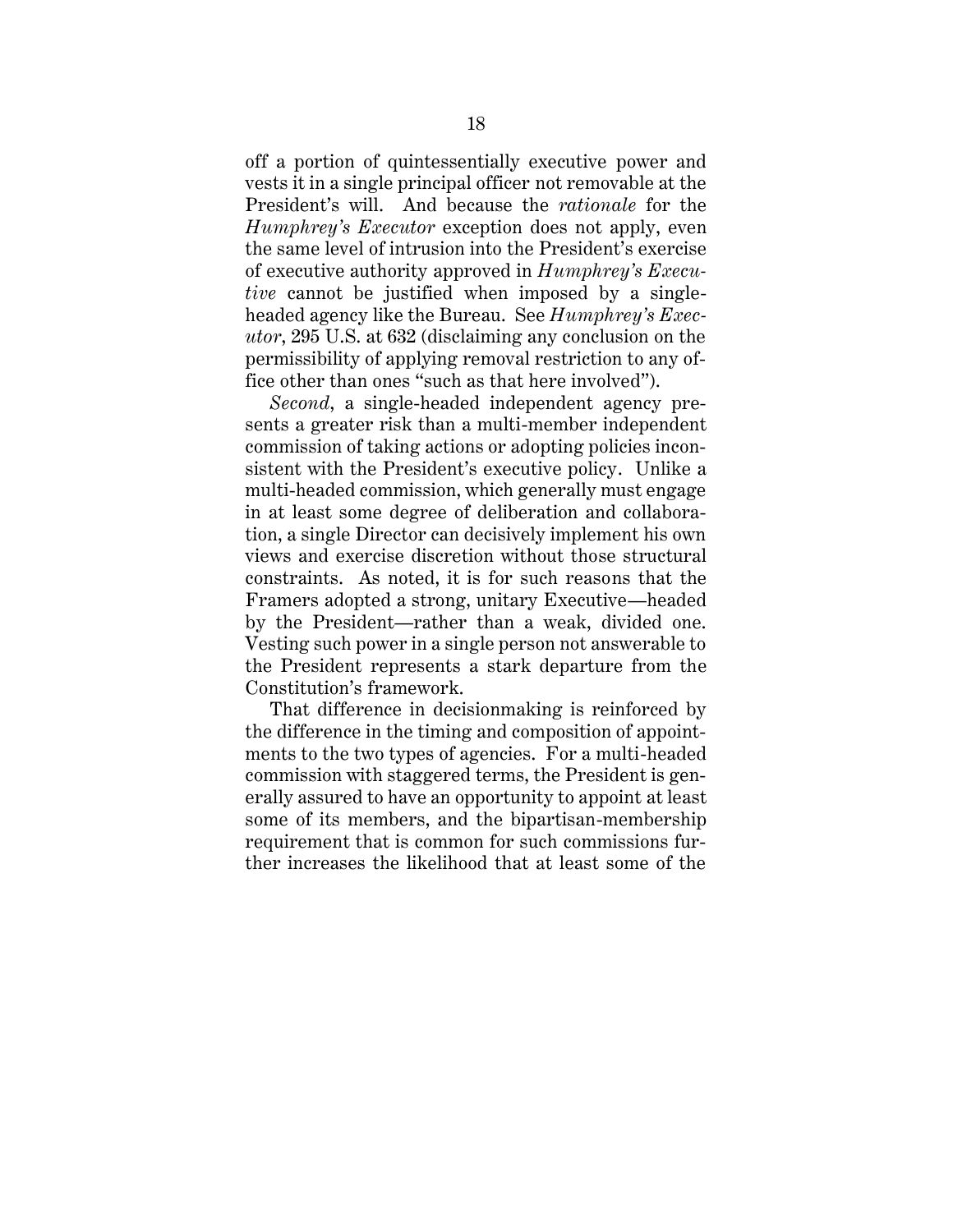off a portion of quintessentially executive power and vests it in a single principal officer not removable at the President's will. And because the *rationale* for the *Humphrey's Executor* exception does not apply, even the same level of intrusion into the President's exercise of executive authority approved in *Humphrey's Executive* cannot be justified when imposed by a single-headed agency like the Bureau. See *Humphrey's Executor*, 295 U.S. at 632 (disclaiming any conclusion on the permissibility of applying removal restriction to any office other than ones "such as that here involved").

*Second*, a single-headed independent agency presents a greater risk than a multi-member independent commission of taking actions or adopting policies inconsistent with the President's executive policy. Unlike a multi-headed commission, which generally must engage in at least some degree of deliberation and collaboration, a single Director can decisively implement his own views and exercise discretion without those structural constraints. As noted, it is for such reasons that the Framers adopted a strong, unitary Executive—headed by the President—rather than a weak, divided one. Vesting such power in a single person not answerable to the President represents a stark departure from the Constitution's framework.

That difference in decisionmaking is reinforced by the difference in the timing and composition of appointments to the two types of agencies. For a multi-headed commission with staggered terms, the President is generally assured to have an opportunity to appoint at least some of its members, and the bipartisan-membership requirement that is common for such commissions further increases the likelihood that at least some of the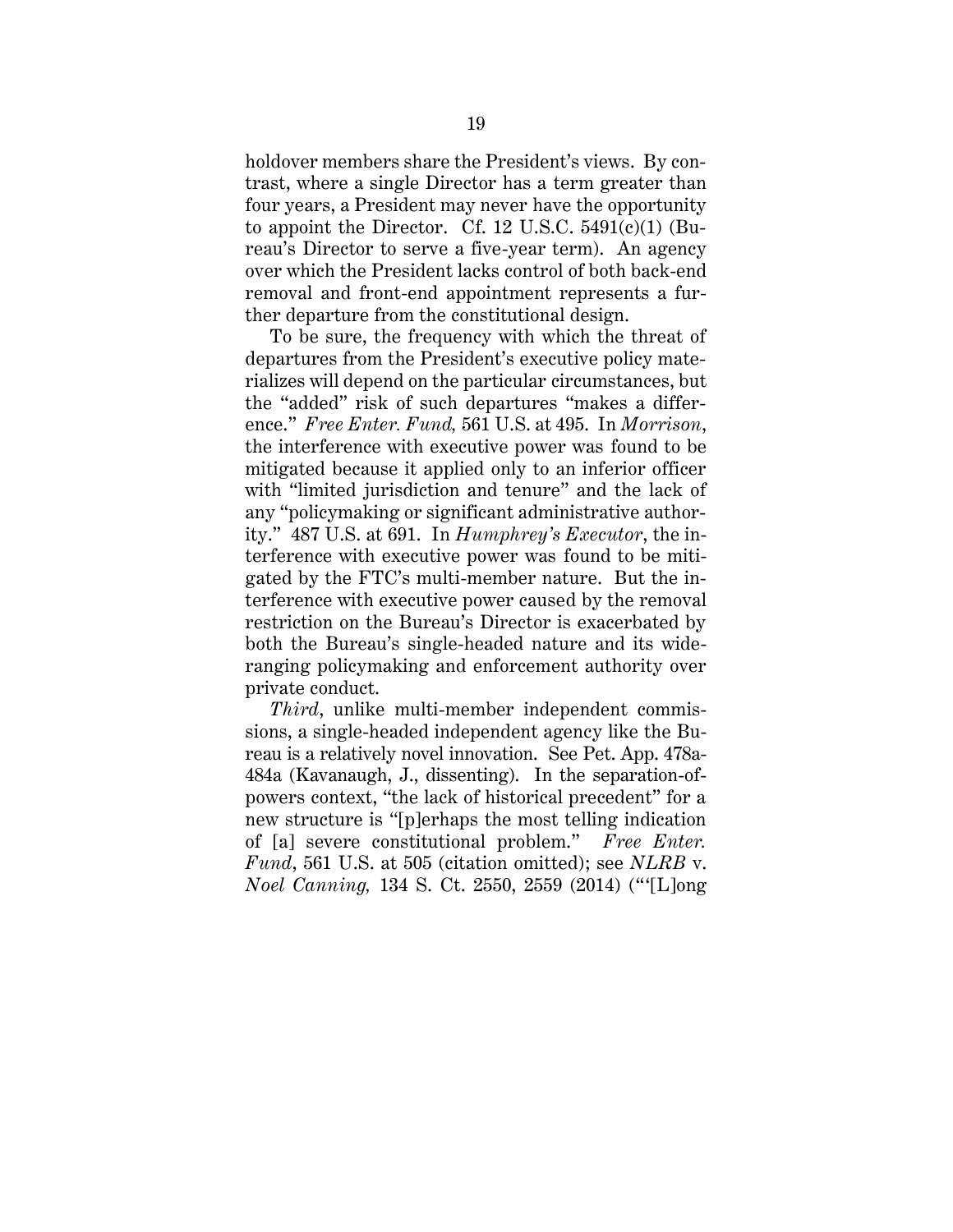holdover members share the President's views. By contrast, where a single Director has a term greater than four years, a President may never have the opportunity to appoint the Director. Cf. 12 U.S.C. 5491(c)(1) (Bureau's Director to serve a five-year term). An agency over which the President lacks control of both back-end removal and front-end appointment represents a further departure from the constitutional design.

To be sure, the frequency with which the threat of departures from the President's executive policy materializes will depend on the particular circumstances, but the "added" risk of such departures "makes a difference." *Free Enter. Fund,* 561 U.S. at 495. In *Morrison*, the interference with executive power was found to be mitigated because it applied only to an inferior officer with "limited jurisdiction and tenure" and the lack of any "policymaking or significant administrative authority." 487 U.S. at 691. In *Humphrey's Executor*, the interference with executive power was found to be mitigated by the FTC's multi-member nature. But the interference with executive power caused by the removal restriction on the Bureau's Director is exacerbated by both the Bureau's single-headed nature and its wide-ranging policymaking and enforcement authority over private conduct.

*Third*, unlike multi-member independent commissions, a single-headed independent agency like the Bureau is a relatively novel innovation. See Pet. App. 478a-484a (Kavanaugh, J., dissenting). In the separation-of-powers context, "the lack of historical precedent" for a new structure is "[p]erhaps the most telling indication of [a] severe constitutional problem." *Free Enter. Fund*, 561 U.S. at 505 (citation omitted); see *NLRB* v. *Noel Canning,* 134 S. Ct. 2550, 2559 (2014) ("'[L]ong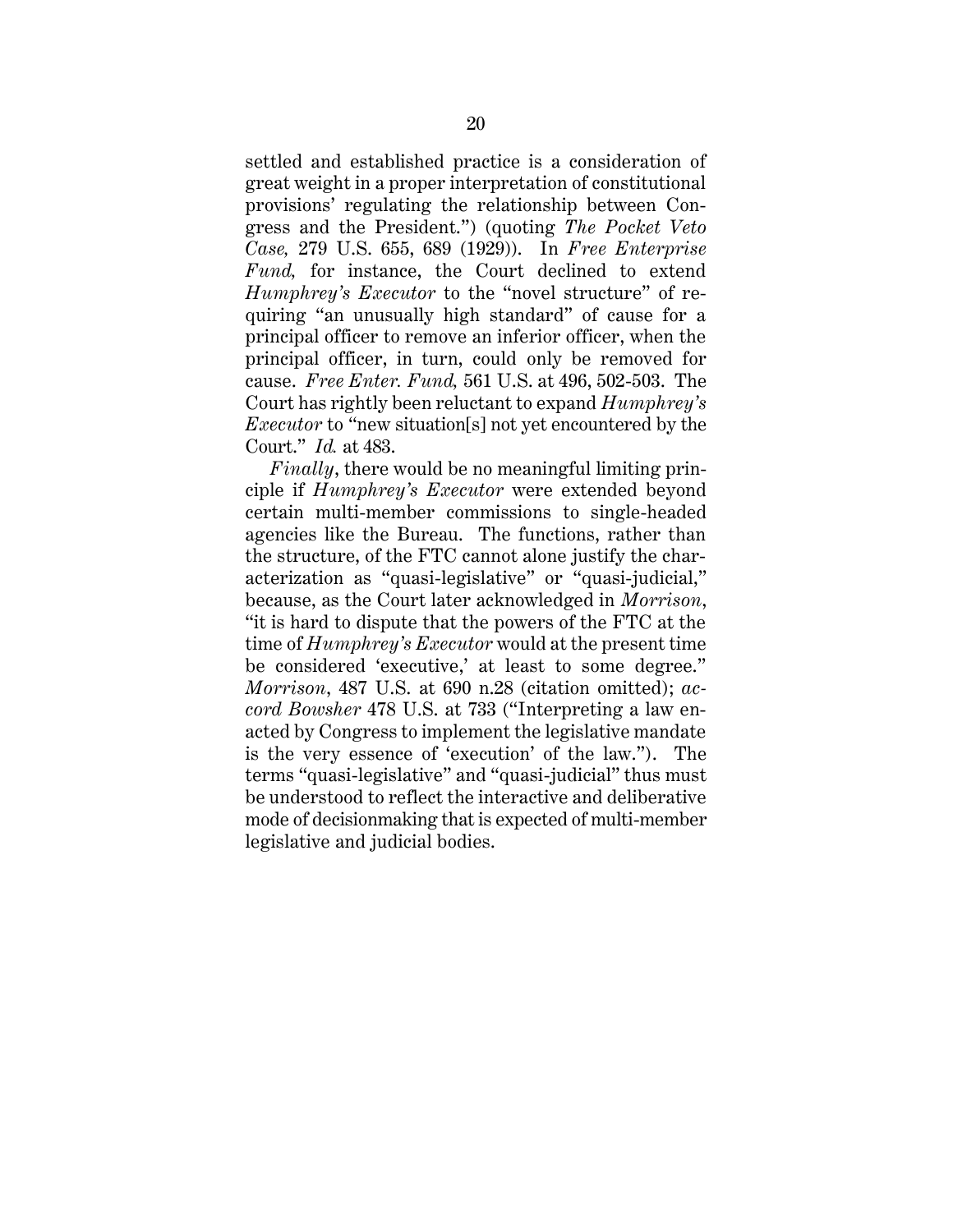settled and established practice is a consideration of great weight in a proper interpretation of constitutional provisions' regulating the relationship between Congress and the President.") (quoting *The Pocket Veto Case,* 279 U.S. 655, 689 (1929)). In *Free Enterprise Fund,* for instance, the Court declined to extend *Humphrey's Executor* to the "novel structure" of requiring "an unusually high standard" of cause for a principal officer to remove an inferior officer, when the principal officer, in turn, could only be removed for cause. *Free Enter. Fund,* 561 U.S. at 496, 502-503. The Court has rightly been reluctant to expand *Humphrey's Executor* to "new situation[s] not yet encountered by the Court." *Id.* at 483.

*Finally*, there would be no meaningful limiting principle if *Humphrey's Executor* were extended beyond certain multi-member commissions to single-headed agencies like the Bureau. The functions, rather than the structure, of the FTC cannot alone justify the characterization as "quasi-legislative" or "quasi-judicial," because, as the Court later acknowledged in *Morrison*, "it is hard to dispute that the powers of the FTC at the time of *Humphrey's Executor* would at the present time be considered 'executive,' at least to some degree." *Morrison*, 487 U.S. at 690 n.28 (citation omitted); *accord Bowsher* 478 U.S. at 733 ("Interpreting a law enacted by Congress to implement the legislative mandate is the very essence of 'execution' of the law."). The terms "quasi-legislative" and "quasi-judicial" thus must be understood to reflect the interactive and deliberative mode of decisionmaking that is expected of multi-member legislative and judicial bodies.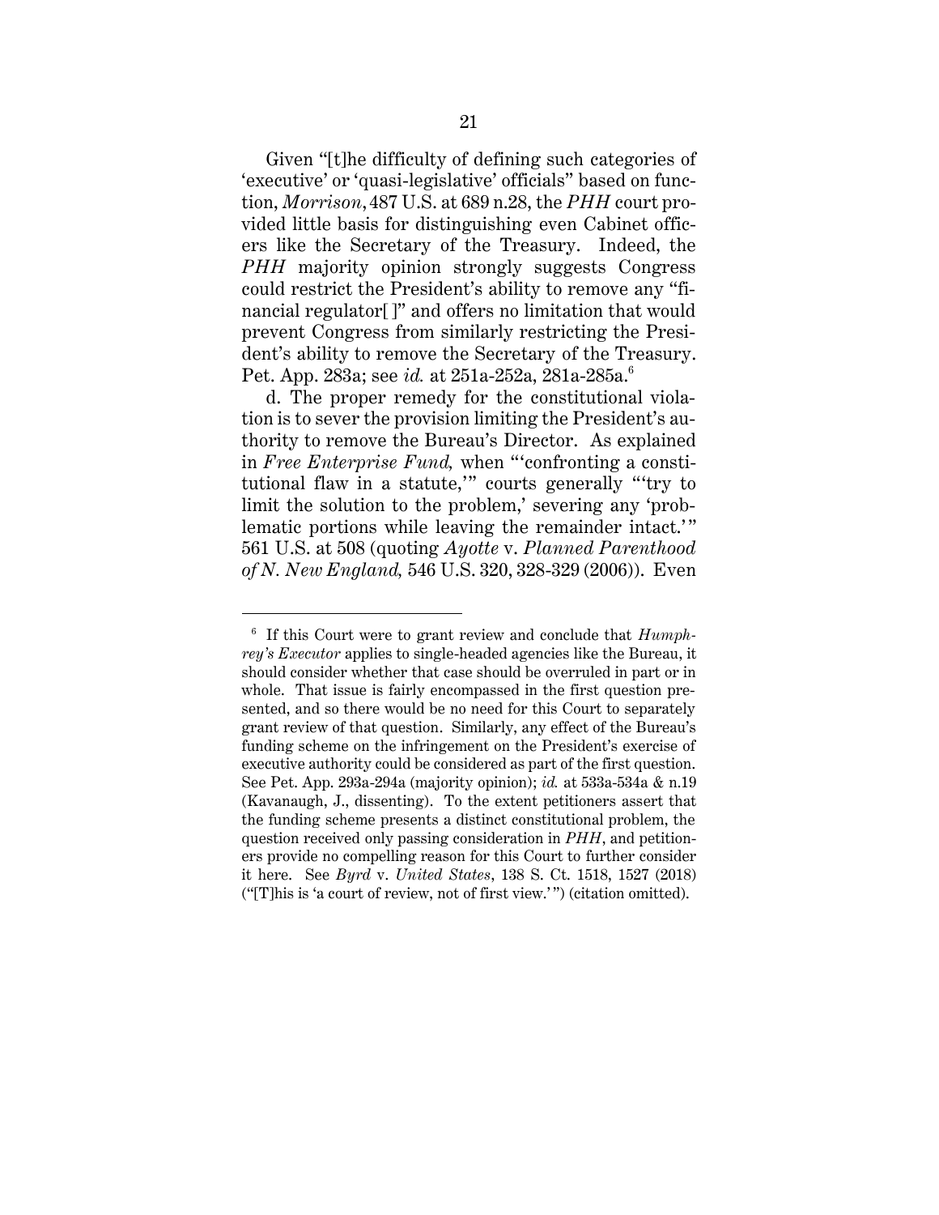Given "[t]he difficulty of defining such categories of 'executive' or 'quasi-legislative' officials" based on function, *Morrison*, 487 U.S. at 689 n.28, the *PHH* court provided little basis for distinguishing even Cabinet officers like the Secretary of the Treasury. Indeed, the *PHH* majority opinion strongly suggests Congress could restrict the President's ability to remove any "financial regulator[ ]" and offers no limitation that would prevent Congress from similarly restricting the President's ability to remove the Secretary of the Treasury. Pet. App. 283a; see *id.* at 251a-252a, 281a-285a.[6]

d. The proper remedy for the constitutional violation is to sever the provision limiting the President's authority to remove the Bureau's Director. As explained in *Free Enterprise Fund,* when "'confronting a constitutional flaw in a statute,'" courts generally "'try to limit the solution to the problem,' severing any 'problematic portions while leaving the remainder intact.'" 561 U.S. at 508 (quoting *Ayotte* v. *Planned Parenthood of N. New England,* 546 U.S. 320, 328-329 (2006)). Even

---

[6] If this Court were to grant review and conclude that *Humphrey's Executor* applies to single-headed agencies like the Bureau, it should consider whether that case should be overruled in part or in whole. That issue is fairly encompassed in the first question presented, and so there would be no need for this Court to separately grant review of that question. Similarly, any effect of the Bureau's funding scheme on the infringement on the President's exercise of executive authority could be considered as part of the first question. See Pet. App. 293a-294a (majority opinion); *id.* at 533a-534a & n.19 (Kavanaugh, J., dissenting). To the extent petitioners assert that the funding scheme presents a distinct constitutional problem, the question received only passing consideration in *PHH*, and petitioners provide no compelling reason for this Court to further consider it here. See *Byrd* v. *United States*, 138 S. Ct. 1518, 1527 (2018) ("[T]his is 'a court of review, not of first view.'") (citation omitted).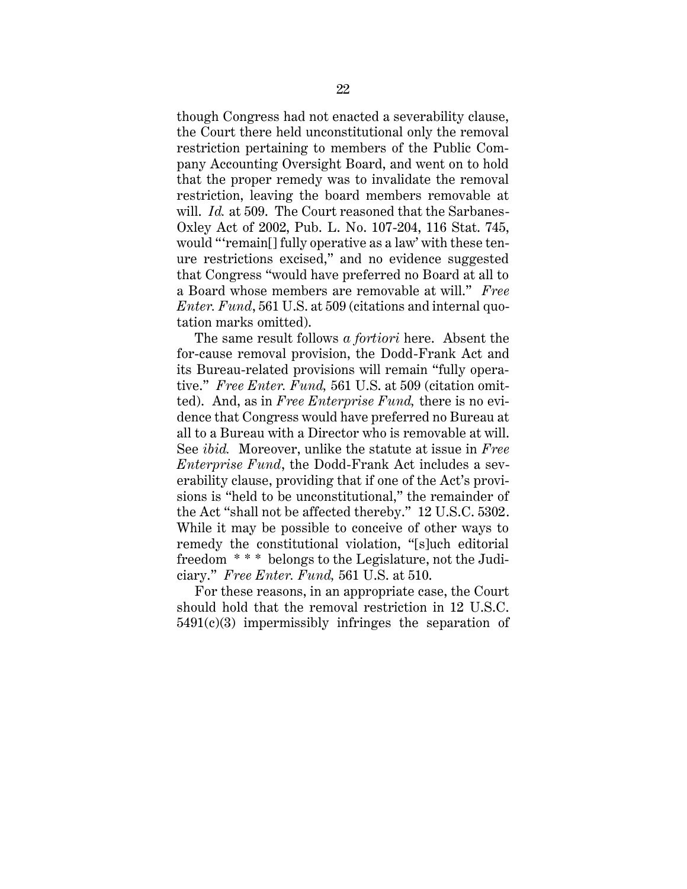though Congress had not enacted a severability clause, the Court there held unconstitutional only the removal restriction pertaining to members of the Public Company Accounting Oversight Board, and went on to hold that the proper remedy was to invalidate the removal restriction, leaving the board members removable at will. *Id.* at 509. The Court reasoned that the Sarbanes-Oxley Act of 2002, Pub. L. No. 107-204, 116 Stat. 745, would "'remain[] fully operative as a law' with these tenure restrictions excised," and no evidence suggested that Congress "would have preferred no Board at all to a Board whose members are removable at will." *Free Enter. Fund*, 561 U.S. at 509 (citations and internal quotation marks omitted).

The same result follows *a fortiori* here. Absent the for-cause removal provision, the Dodd-Frank Act and its Bureau-related provisions will remain "fully operative." *Free Enter. Fund,* 561 U.S. at 509 (citation omitted). And, as in *Free Enterprise Fund,* there is no evidence that Congress would have preferred no Bureau at all to a Bureau with a Director who is removable at will. See *ibid.* Moreover, unlike the statute at issue in *Free Enterprise Fund*, the Dodd-Frank Act includes a severability clause, providing that if one of the Act's provisions is "held to be unconstitutional," the remainder of the Act "shall not be affected thereby." 12 U.S.C. 5302. While it may be possible to conceive of other ways to remedy the constitutional violation, "[s]uch editorial freedom * * * belongs to the Legislature, not the Judiciary." *Free Enter. Fund,* 561 U.S. at 510.

For these reasons, in an appropriate case, the Court should hold that the removal restriction in 12 U.S.C. 5491(c)(3) impermissibly infringes the separation of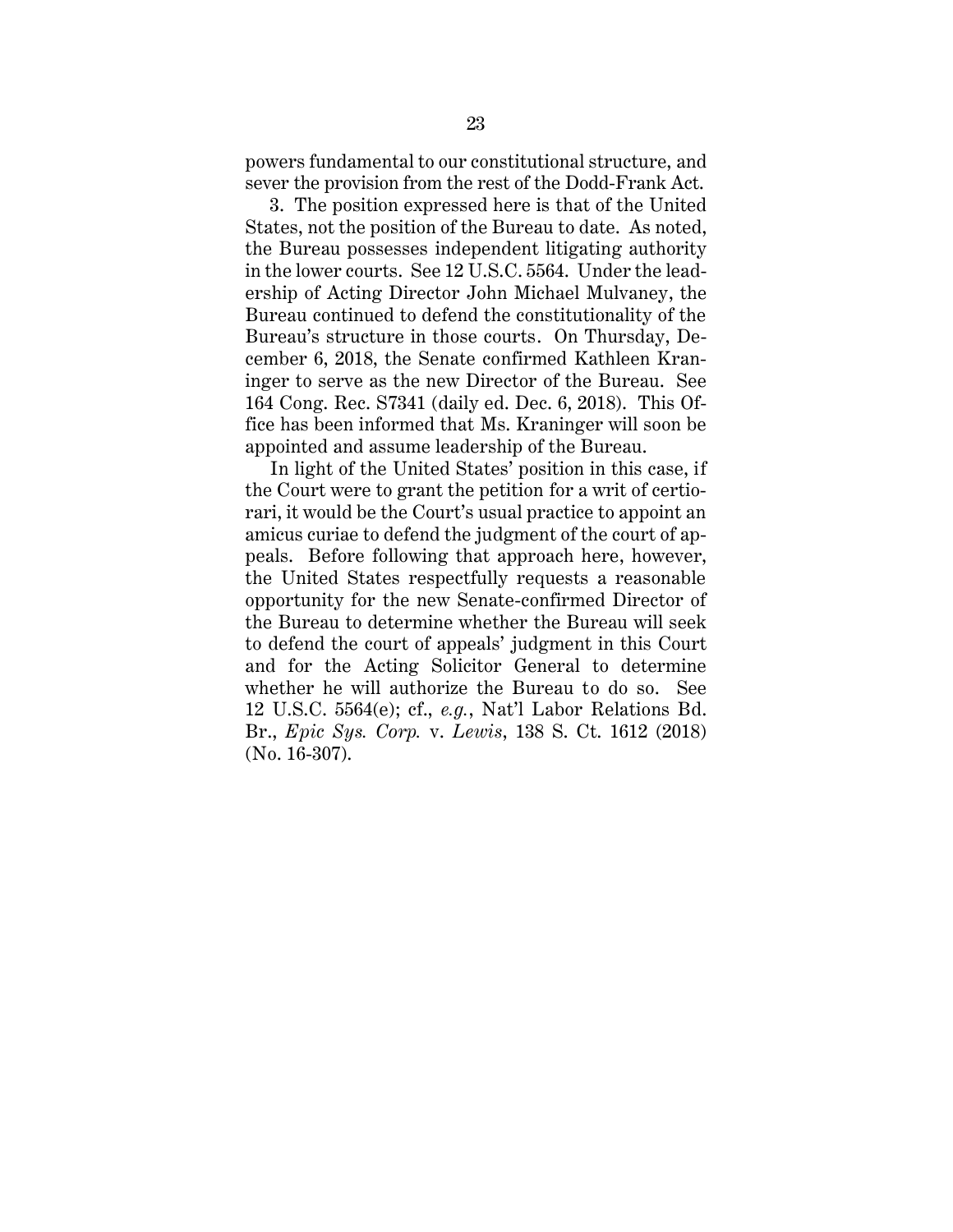powers fundamental to our constitutional structure, and sever the provision from the rest of the Dodd-Frank Act.

3. The position expressed here is that of the United States, not the position of the Bureau to date. As noted, the Bureau possesses independent litigating authority in the lower courts. See 12 U.S.C. 5564. Under the leadership of Acting Director John Michael Mulvaney, the Bureau continued to defend the constitutionality of the Bureau's structure in those courts. On Thursday, December 6, 2018, the Senate confirmed Kathleen Kraninger to serve as the new Director of the Bureau. See 164 Cong. Rec. S7341 (daily ed. Dec. 6, 2018). This Office has been informed that Ms. Kraninger will soon be appointed and assume leadership of the Bureau.

In light of the United States' position in this case, if the Court were to grant the petition for a writ of certiorari, it would be the Court's usual practice to appoint an amicus curiae to defend the judgment of the court of appeals. Before following that approach here, however, the United States respectfully requests a reasonable opportunity for the new Senate-confirmed Director of the Bureau to determine whether the Bureau will seek to defend the court of appeals' judgment in this Court and for the Acting Solicitor General to determine whether he will authorize the Bureau to do so. See 12 U.S.C. 5564(e); cf., *e.g.*, Nat'l Labor Relations Bd. Br., *Epic Sys. Corp.* v. *Lewis*, 138 S. Ct. 1612 (2018) (No. 16-307).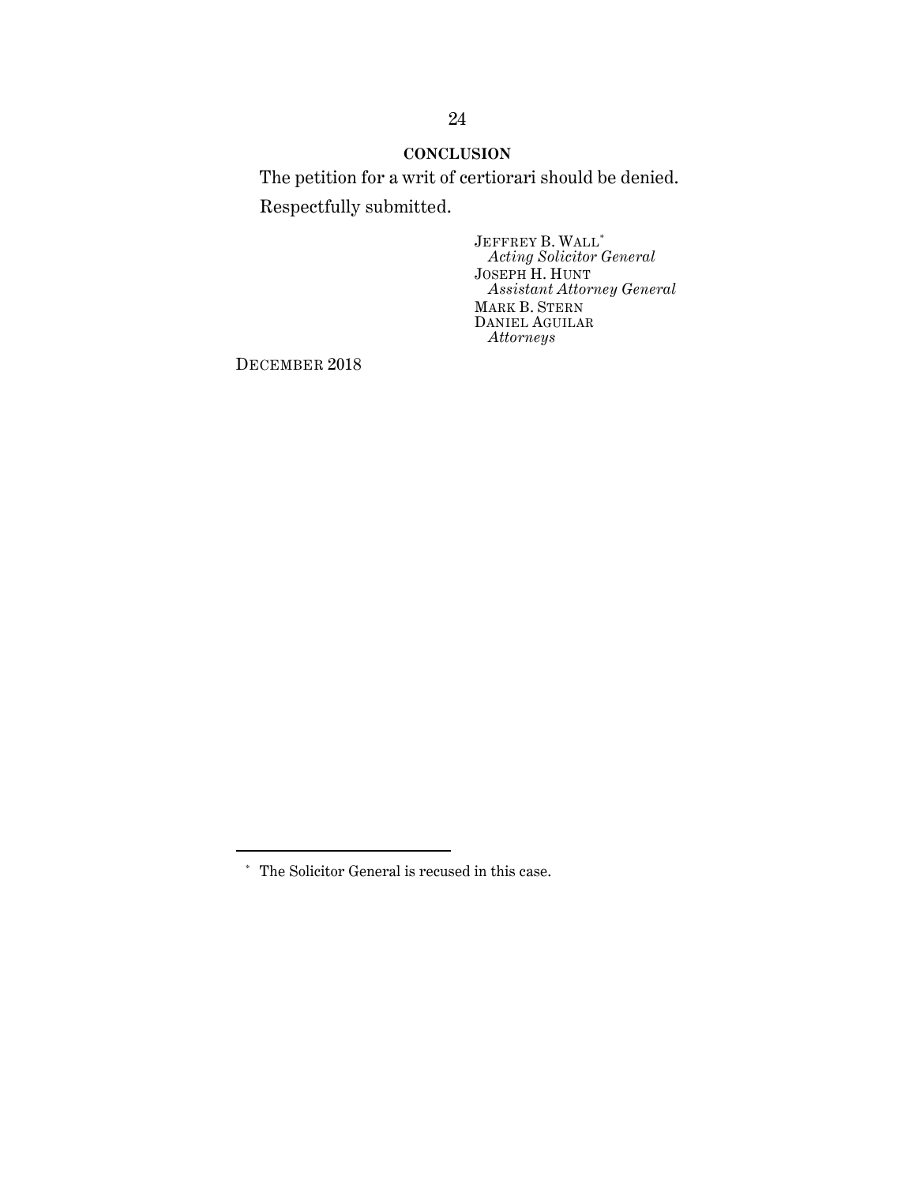## CONCLUSION

The petition for a writ of certiorari should be denied.

Respectfully submitted.

JEFFREY B. WALL[*]
*Acting Solicitor General*
JOSEPH H. HUNT
*Assistant Attorney General*
MARK B. STERN
DANIEL AGUILAR
*Attorneys*

DECEMBER 2018

[*] The Solicitor General is recused in this case.